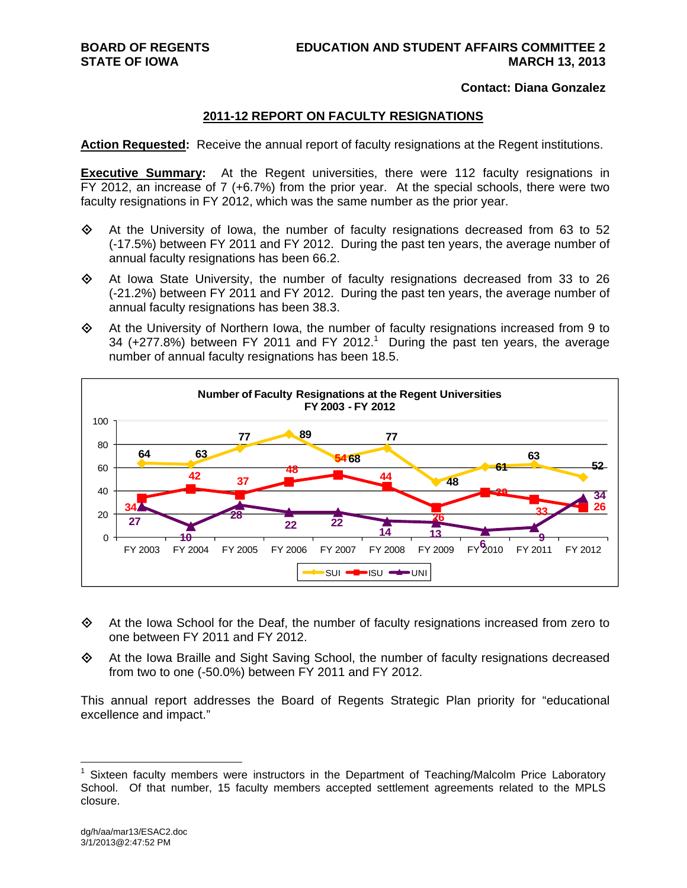**BOARD OF REGENTS
STATE OF IOWA**

**EDUCATION AND STUDENT AFFAIRS COMMITTEE 2
MARCH 13, 2013**

**Contact: Diana Gonzalez**

## 2011-12 REPORT ON FACULTY RESIGNATIONS

**Action Requested:** Receive the annual report of faculty resignations at the Regent institutions.

**Executive Summary:** At the Regent universities, there were 112 faculty resignations in FY 2012, an increase of 7 (+6.7%) from the prior year. At the special schools, there were two faculty resignations in FY 2012, which was the same number as the prior year.

- At the University of Iowa, the number of faculty resignations decreased from 63 to 52 (-17.5%) between FY 2011 and FY 2012. During the past ten years, the average number of annual faculty resignations has been 66.2.
- At Iowa State University, the number of faculty resignations decreased from 33 to 26 (-21.2%) between FY 2011 and FY 2012. During the past ten years, the average number of annual faculty resignations has been 38.3.
- At the University of Northern Iowa, the number of faculty resignations increased from 9 to 34 (+277.8%) between FY 2011 and FY 2012.[1] During the past ten years, the average number of annual faculty resignations has been 18.5.

**Number of Faculty Resignations at the Regent Universities
FY 2003 - FY 2012**

| | FY 2003 | FY 2004 | FY 2005 | FY 2006 | FY 2007 | FY 2008 | FY 2009 | FY 2010 | FY 2011 | FY 2012 |
|---|---|---|---|---|---|---|---|---|---|---|
| SUI | 64 | 63 | 77 | 89 | 68 | 77 | 48 | 61 | 63 | 52 |
| ISU | 34 | 42 | 37 | 48 | 54 | 44 | 26 | 39 | 33 | 26 |
| UNI | 27 | 10 | 28 | 22 | 22 | 14 | 13 | 6 | 9 | 34 |

- At the Iowa School for the Deaf, the number of faculty resignations increased from zero to one between FY 2011 and FY 2012.
- At the Iowa Braille and Sight Saving School, the number of faculty resignations decreased from two to one (-50.0%) between FY 2011 and FY 2012.

This annual report addresses the Board of Regents Strategic Plan priority for "educational excellence and impact."

---

[1] Sixteen faculty members were instructors in the Department of Teaching/Malcolm Price Laboratory School. Of that number, 15 faculty members accepted settlement agreements related to the MPLS closure.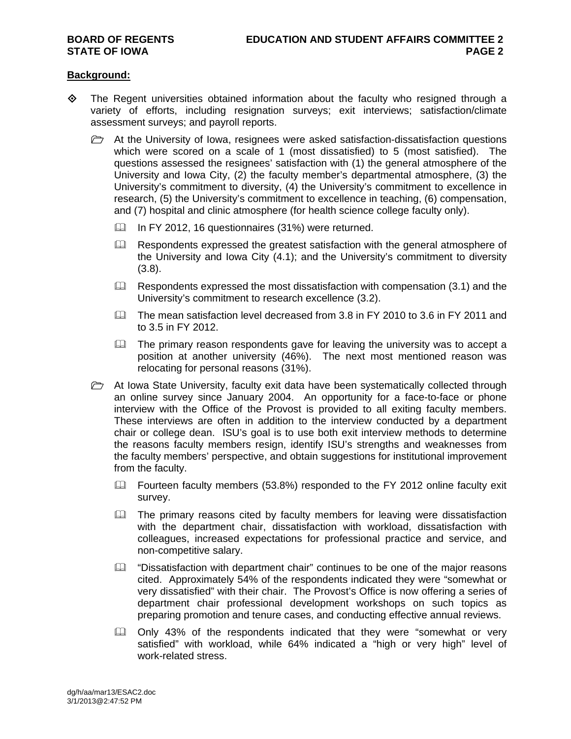**Background:**

- The Regent universities obtained information about the faculty who resigned through a variety of efforts, including resignation surveys; exit interviews; satisfaction/climate assessment surveys; and payroll reports.
  - At the University of Iowa, resignees were asked satisfaction-dissatisfaction questions which were scored on a scale of 1 (most dissatisfied) to 5 (most satisfied). The questions assessed the resignees' satisfaction with (1) the general atmosphere of the University and Iowa City, (2) the faculty member's departmental atmosphere, (3) the University's commitment to diversity, (4) the University's commitment to excellence in research, (5) the University's commitment to excellence in teaching, (6) compensation, and (7) hospital and clinic atmosphere (for health science college faculty only).
    - In FY 2012, 16 questionnaires (31%) were returned.
    - Respondents expressed the greatest satisfaction with the general atmosphere of the University and Iowa City (4.1); and the University's commitment to diversity (3.8).
    - Respondents expressed the most dissatisfaction with compensation (3.1) and the University's commitment to research excellence (3.2).
    - The mean satisfaction level decreased from 3.8 in FY 2010 to 3.6 in FY 2011 and to 3.5 in FY 2012.
    - The primary reason respondents gave for leaving the university was to accept a position at another university (46%). The next most mentioned reason was relocating for personal reasons (31%).
  - At Iowa State University, faculty exit data have been systematically collected through an online survey since January 2004. An opportunity for a face-to-face or phone interview with the Office of the Provost is provided to all exiting faculty members. These interviews are often in addition to the interview conducted by a department chair or college dean. ISU's goal is to use both exit interview methods to determine the reasons faculty members resign, identify ISU's strengths and weaknesses from the faculty members' perspective, and obtain suggestions for institutional improvement from the faculty.
    - Fourteen faculty members (53.8%) responded to the FY 2012 online faculty exit survey.
    - The primary reasons cited by faculty members for leaving were dissatisfaction with the department chair, dissatisfaction with workload, dissatisfaction with colleagues, increased expectations for professional practice and service, and non-competitive salary.
    - "Dissatisfaction with department chair" continues to be one of the major reasons cited. Approximately 54% of the respondents indicated they were "somewhat or very dissatisfied" with their chair. The Provost's Office is now offering a series of department chair professional development workshops on such topics as preparing promotion and tenure cases, and conducting effective annual reviews.
    - Only 43% of the respondents indicated that they were "somewhat or very satisfied" with workload, while 64% indicated a "high or very high" level of work-related stress.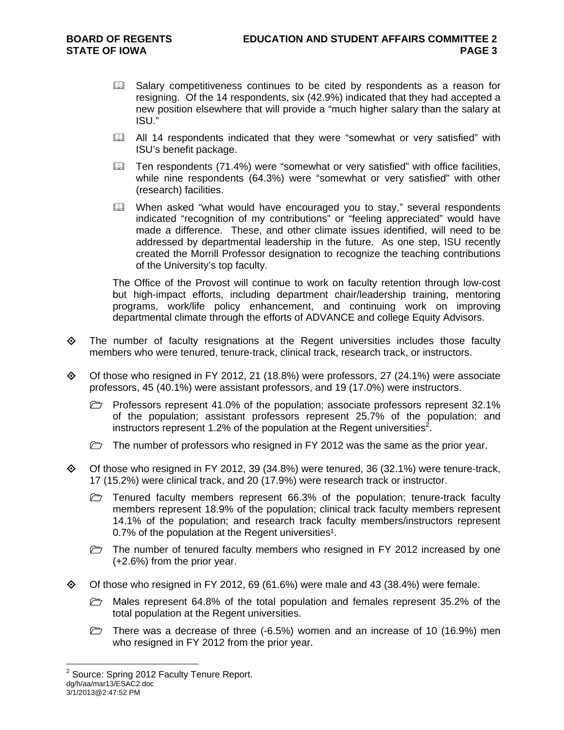- Salary competitiveness continues to be cited by respondents as a reason for resigning. Of the 14 respondents, six (42.9%) indicated that they had accepted a new position elsewhere that will provide a "much higher salary than the salary at ISU."
- All 14 respondents indicated that they were "somewhat or very satisfied" with ISU's benefit package.
- Ten respondents (71.4%) were "somewhat or very satisfied" with office facilities, while nine respondents (64.3%) were "somewhat or very satisfied" with other (research) facilities.
- When asked "what would have encouraged you to stay," several respondents indicated "recognition of my contributions" or "feeling appreciated" would have made a difference. These, and other climate issues identified, will need to be addressed by departmental leadership in the future. As one step, ISU recently created the Morrill Professor designation to recognize the teaching contributions of the University's top faculty.

The Office of the Provost will continue to work on faculty retention through low-cost but high-impact efforts, including department chair/leadership training, mentoring programs, work/life policy enhancement, and continuing work on improving departmental climate through the efforts of ADVANCE and college Equity Advisors.

- The number of faculty resignations at the Regent universities includes those faculty members who were tenured, tenure-track, clinical track, research track, or instructors.
- Of those who resigned in FY 2012, 21 (18.8%) were professors, 27 (24.1%) were associate professors, 45 (40.1%) were assistant professors, and 19 (17.0%) were instructors.
  - Professors represent 41.0% of the population; associate professors represent 32.1% of the population; assistant professors represent 25.7% of the population; and instructors represent 1.2% of the population at the Regent universities[2].
  - The number of professors who resigned in FY 2012 was the same as the prior year.
- Of those who resigned in FY 2012, 39 (34.8%) were tenured, 36 (32.1%) were tenure-track, 17 (15.2%) were clinical track, and 20 (17.9%) were research track or instructor.
  - Tenured faculty members represent 66.3% of the population; tenure-track faculty members represent 18.9% of the population; clinical track faculty members represent 14.1% of the population; and research track faculty members/instructors represent 0.7% of the population at the Regent universities[1].
  - The number of tenured faculty members who resigned in FY 2012 increased by one (+2.6%) from the prior year.
- Of those who resigned in FY 2012, 69 (61.6%) were male and 43 (38.4%) were female.
  - Males represent 64.8% of the total population and females represent 35.2% of the total population at the Regent universities.
  - There was a decrease of three (-6.5%) women and an increase of 10 (16.9%) men who resigned in FY 2012 from the prior year.

---

[2] Source: Spring 2012 Faculty Tenure Report.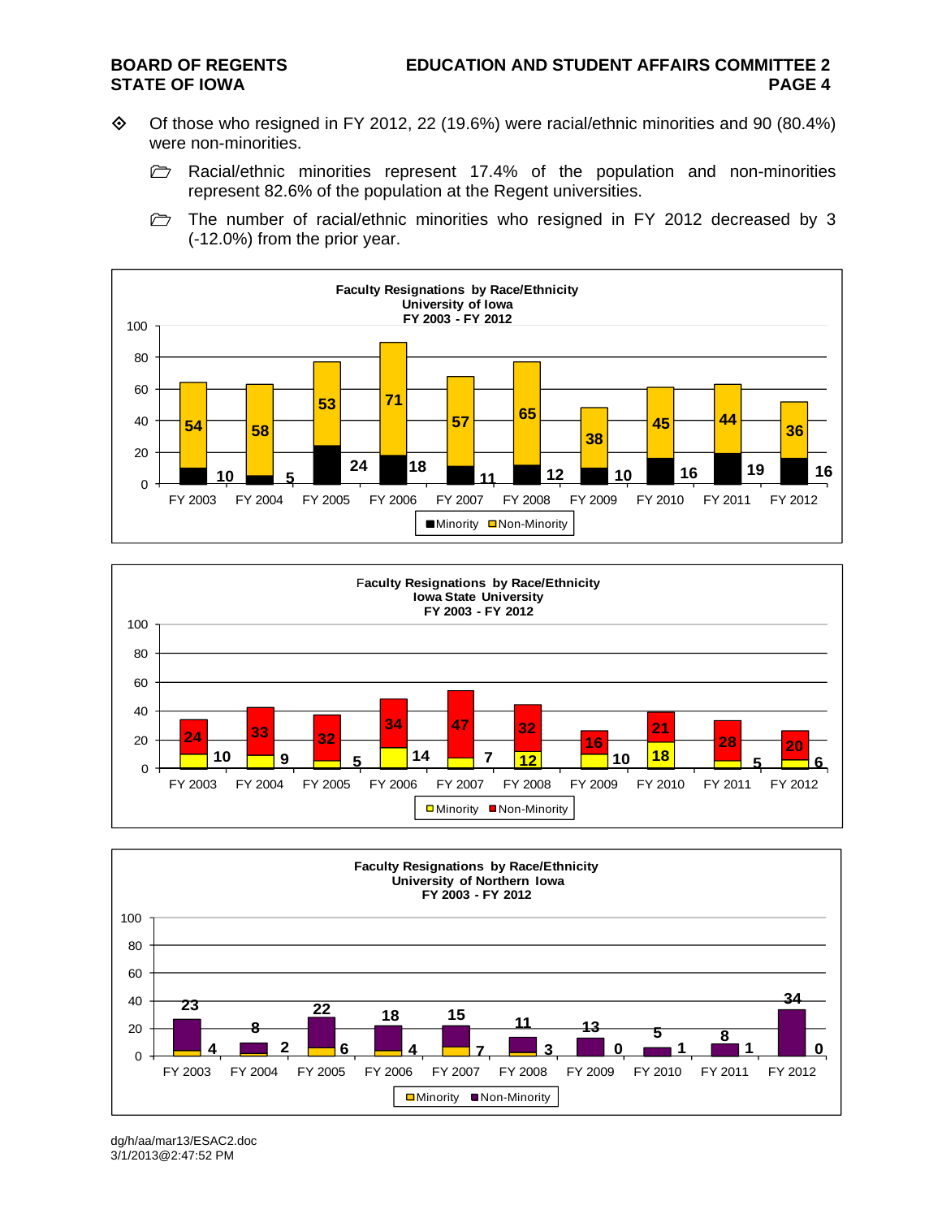- Of those who resigned in FY 2012, 22 (19.6%) were racial/ethnic minorities and 90 (80.4%) were non-minorities.
  - Racial/ethnic minorities represent 17.4% of the population and non-minorities represent 82.6% of the population at the Regent universities.
  - The number of racial/ethnic minorities who resigned in FY 2012 decreased by 3 (-12.0%) from the prior year.

**Faculty Resignations by Race/Ethnicity**
**University of Iowa**
**FY 2003 - FY 2012**

| | FY 2003 | FY 2004 | FY 2005 | FY 2006 | FY 2007 | FY 2008 | FY 2009 | FY 2010 | FY 2011 | FY 2012 |
|---|---|---|---|---|---|---|---|---|---|---|
| Minority | 10 | 5 | 24 | 18 | 11 | 12 | 10 | 16 | 19 | 16 |
| Non-Minority | 54 | 58 | 53 | 71 | 57 | 65 | 38 | 45 | 44 | 36 |

**Faculty Resignations by Race/Ethnicity**
**Iowa State University**
**FY 2003 - FY 2012**

| | FY 2003 | FY 2004 | FY 2005 | FY 2006 | FY 2007 | FY 2008 | FY 2009 | FY 2010 | FY 2011 | FY 2012 |
|---|---|---|---|---|---|---|---|---|---|---|
| Minority | 10 | 9 | 5 | 14 | 7 | 12 | 10 | 18 | 5 | 6 |
| Non-Minority | 24 | 33 | 32 | 34 | 47 | 32 | 16 | 21 | 28 | 20 |

**Faculty Resignations by Race/Ethnicity**
**University of Northern Iowa**
**FY 2003 - FY 2012**

| | FY 2003 | FY 2004 | FY 2005 | FY 2006 | FY 2007 | FY 2008 | FY 2009 | FY 2010 | FY 2011 | FY 2012 |
|---|---|---|---|---|---|---|---|---|---|---|
| Minority | 4 | 2 | 6 | 4 | 7 | 3 | 0 | 1 | 1 | 0 |
| Non-Minority | 23 | 8 | 22 | 18 | 15 | 11 | 13 | 5 | 8 | 34 |

dg/h/aa/mar13/ESAC2.doc
3/1/2013@2:47:52 PM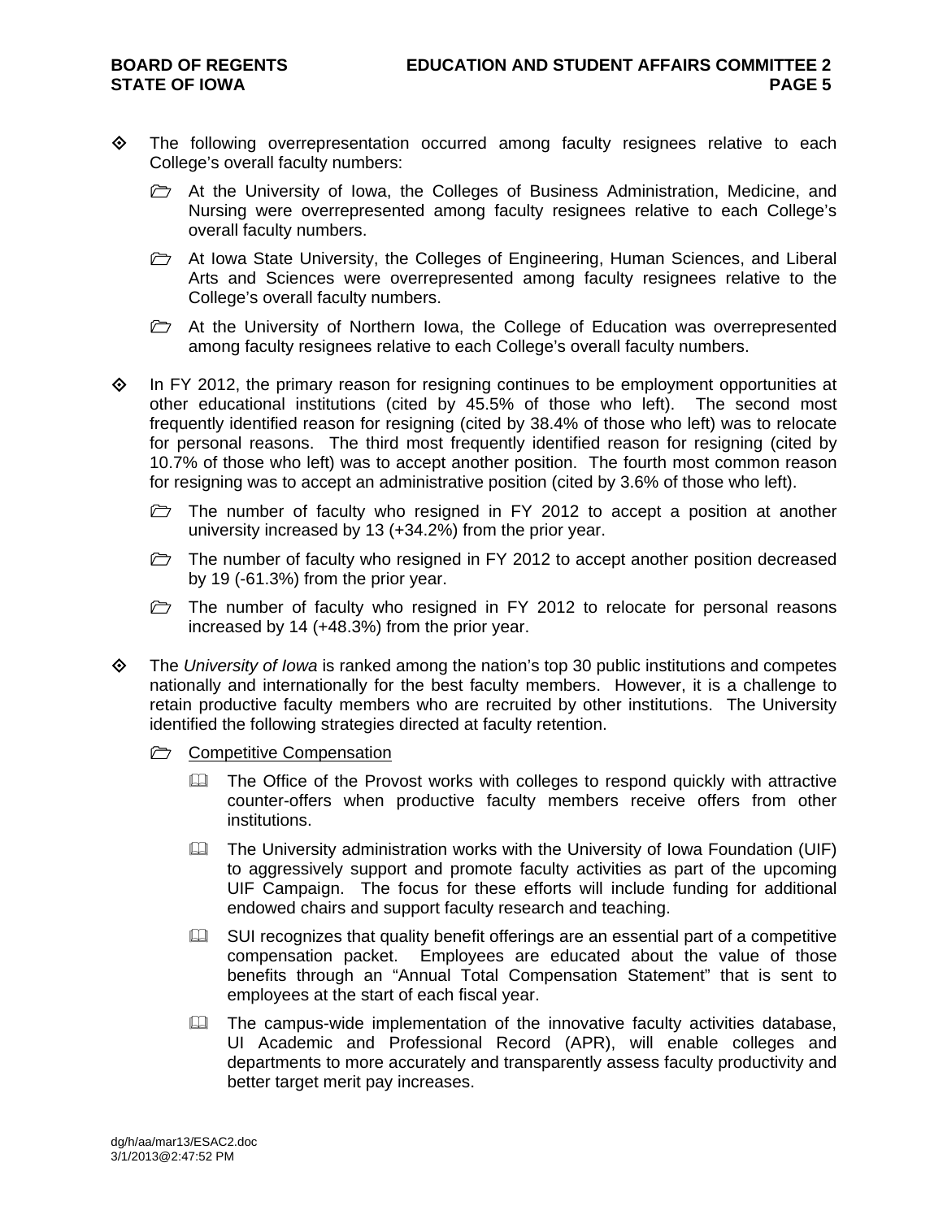- The following overrepresentation occurred among faculty resignees relative to each College's overall faculty numbers:
  - At the University of Iowa, the Colleges of Business Administration, Medicine, and Nursing were overrepresented among faculty resignees relative to each College's overall faculty numbers.
  - At Iowa State University, the Colleges of Engineering, Human Sciences, and Liberal Arts and Sciences were overrepresented among faculty resignees relative to the College's overall faculty numbers.
  - At the University of Northern Iowa, the College of Education was overrepresented among faculty resignees relative to each College's overall faculty numbers.

- In FY 2012, the primary reason for resigning continues to be employment opportunities at other educational institutions (cited by 45.5% of those who left). The second most frequently identified reason for resigning (cited by 38.4% of those who left) was to relocate for personal reasons. The third most frequently identified reason for resigning (cited by 10.7% of those who left) was to accept another position. The fourth most common reason for resigning was to accept an administrative position (cited by 3.6% of those who left).
  - The number of faculty who resigned in FY 2012 to accept a position at another university increased by 13 (+34.2%) from the prior year.
  - The number of faculty who resigned in FY 2012 to accept another position decreased by 19 (-61.3%) from the prior year.
  - The number of faculty who resigned in FY 2012 to relocate for personal reasons increased by 14 (+48.3%) from the prior year.

- The *University of Iowa* is ranked among the nation's top 30 public institutions and competes nationally and internationally for the best faculty members. However, it is a challenge to retain productive faculty members who are recruited by other institutions. The University identified the following strategies directed at faculty retention.
  - Competitive Compensation
    - The Office of the Provost works with colleges to respond quickly with attractive counter-offers when productive faculty members receive offers from other institutions.
    - The University administration works with the University of Iowa Foundation (UIF) to aggressively support and promote faculty activities as part of the upcoming UIF Campaign. The focus for these efforts will include funding for additional endowed chairs and support faculty research and teaching.
    - SUI recognizes that quality benefit offerings are an essential part of a competitive compensation packet. Employees are educated about the value of those benefits through an "Annual Total Compensation Statement" that is sent to employees at the start of each fiscal year.
    - The campus-wide implementation of the innovative faculty activities database, UI Academic and Professional Record (APR), will enable colleges and departments to more accurately and transparently assess faculty productivity and better target merit pay increases.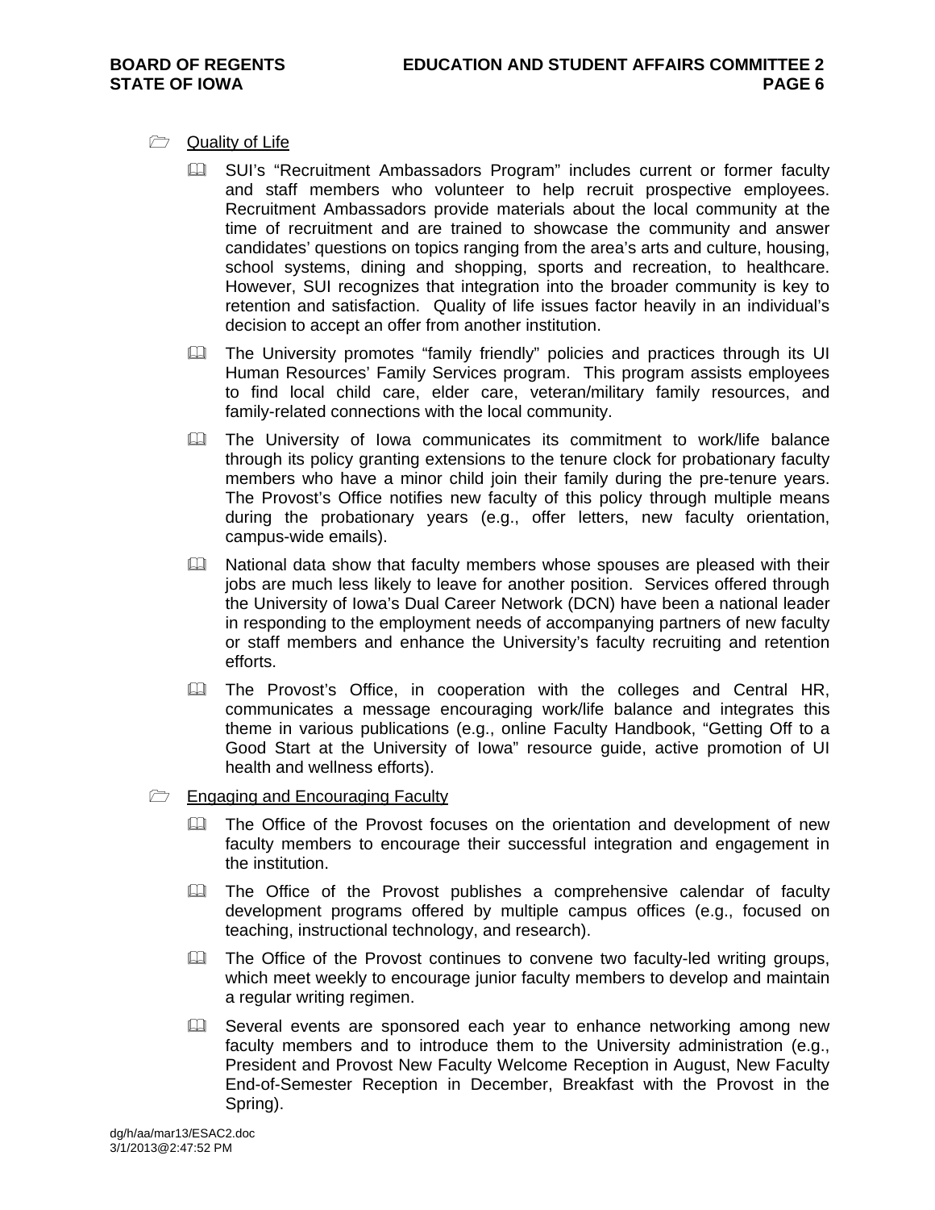- Quality of Life

  - SUI's "Recruitment Ambassadors Program" includes current or former faculty and staff members who volunteer to help recruit prospective employees. Recruitment Ambassadors provide materials about the local community at the time of recruitment and are trained to showcase the community and answer candidates' questions on topics ranging from the area's arts and culture, housing, school systems, dining and shopping, sports and recreation, to healthcare. However, SUI recognizes that integration into the broader community is key to retention and satisfaction. Quality of life issues factor heavily in an individual's decision to accept an offer from another institution.
  - The University promotes "family friendly" policies and practices through its UI Human Resources' Family Services program. This program assists employees to find local child care, elder care, veteran/military family resources, and family-related connections with the local community.
  - The University of Iowa communicates its commitment to work/life balance through its policy granting extensions to the tenure clock for probationary faculty members who have a minor child join their family during the pre-tenure years. The Provost's Office notifies new faculty of this policy through multiple means during the probationary years (e.g., offer letters, new faculty orientation, campus-wide emails).
  - National data show that faculty members whose spouses are pleased with their jobs are much less likely to leave for another position. Services offered through the University of Iowa's Dual Career Network (DCN) have been a national leader in responding to the employment needs of accompanying partners of new faculty or staff members and enhance the University's faculty recruiting and retention efforts.
  - The Provost's Office, in cooperation with the colleges and Central HR, communicates a message encouraging work/life balance and integrates this theme in various publications (e.g., online Faculty Handbook, "Getting Off to a Good Start at the University of Iowa" resource guide, active promotion of UI health and wellness efforts).

- Engaging and Encouraging Faculty

  - The Office of the Provost focuses on the orientation and development of new faculty members to encourage their successful integration and engagement in the institution.
  - The Office of the Provost publishes a comprehensive calendar of faculty development programs offered by multiple campus offices (e.g., focused on teaching, instructional technology, and research).
  - The Office of the Provost continues to convene two faculty-led writing groups, which meet weekly to encourage junior faculty members to develop and maintain a regular writing regimen.
  - Several events are sponsored each year to enhance networking among new faculty members and to introduce them to the University administration (e.g., President and Provost New Faculty Welcome Reception in August, New Faculty End-of-Semester Reception in December, Breakfast with the Provost in the Spring).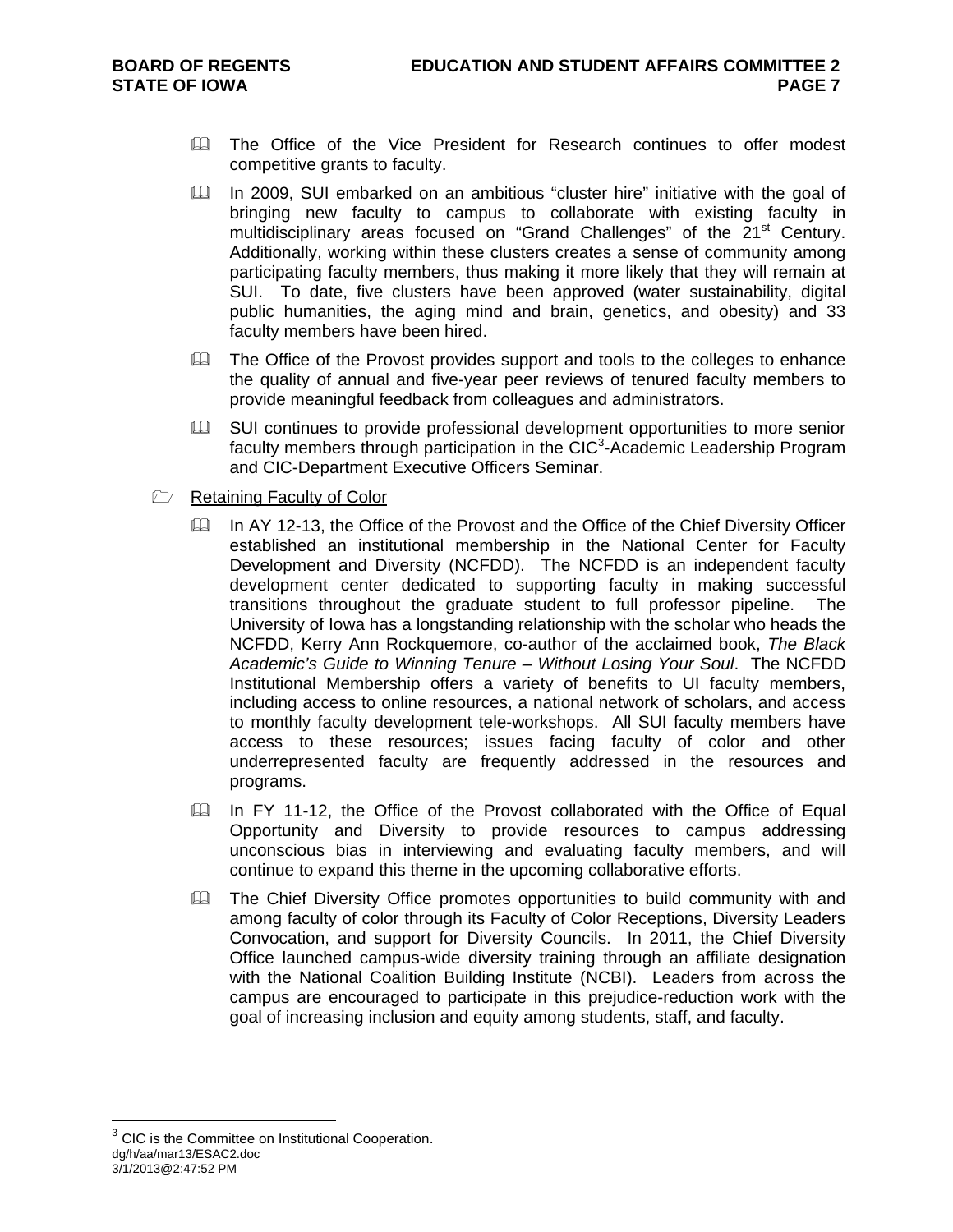- The Office of the Vice President for Research continues to offer modest competitive grants to faculty.
- In 2009, SUI embarked on an ambitious "cluster hire" initiative with the goal of bringing new faculty to campus to collaborate with existing faculty in multidisciplinary areas focused on "Grand Challenges" of the 21st Century. Additionally, working within these clusters creates a sense of community among participating faculty members, thus making it more likely that they will remain at SUI. To date, five clusters have been approved (water sustainability, digital public humanities, the aging mind and brain, genetics, and obesity) and 33 faculty members have been hired.
- The Office of the Provost provides support and tools to the colleges to enhance the quality of annual and five-year peer reviews of tenured faculty members to provide meaningful feedback from colleagues and administrators.
- SUI continues to provide professional development opportunities to more senior faculty members through participation in the CIC[3]-Academic Leadership Program and CIC-Department Executive Officers Seminar.

Retaining Faculty of Color

- In AY 12-13, the Office of the Provost and the Office of the Chief Diversity Officer established an institutional membership in the National Center for Faculty Development and Diversity (NCFDD). The NCFDD is an independent faculty development center dedicated to supporting faculty in making successful transitions throughout the graduate student to full professor pipeline. The University of Iowa has a longstanding relationship with the scholar who heads the NCFDD, Kerry Ann Rockquemore, co-author of the acclaimed book, *The Black Academic's Guide to Winning Tenure – Without Losing Your Soul*. The NCFDD Institutional Membership offers a variety of benefits to UI faculty members, including access to online resources, a national network of scholars, and access to monthly faculty development tele-workshops. All SUI faculty members have access to these resources; issues facing faculty of color and other underrepresented faculty are frequently addressed in the resources and programs.
- In FY 11-12, the Office of the Provost collaborated with the Office of Equal Opportunity and Diversity to provide resources to campus addressing unconscious bias in interviewing and evaluating faculty members, and will continue to expand this theme in the upcoming collaborative efforts.
- The Chief Diversity Office promotes opportunities to build community with and among faculty of color through its Faculty of Color Receptions, Diversity Leaders Convocation, and support for Diversity Councils. In 2011, the Chief Diversity Office launched campus-wide diversity training through an affiliate designation with the National Coalition Building Institute (NCBI). Leaders from across the campus are encouraged to participate in this prejudice-reduction work with the goal of increasing inclusion and equity among students, staff, and faculty.

[3] CIC is the Committee on Institutional Cooperation.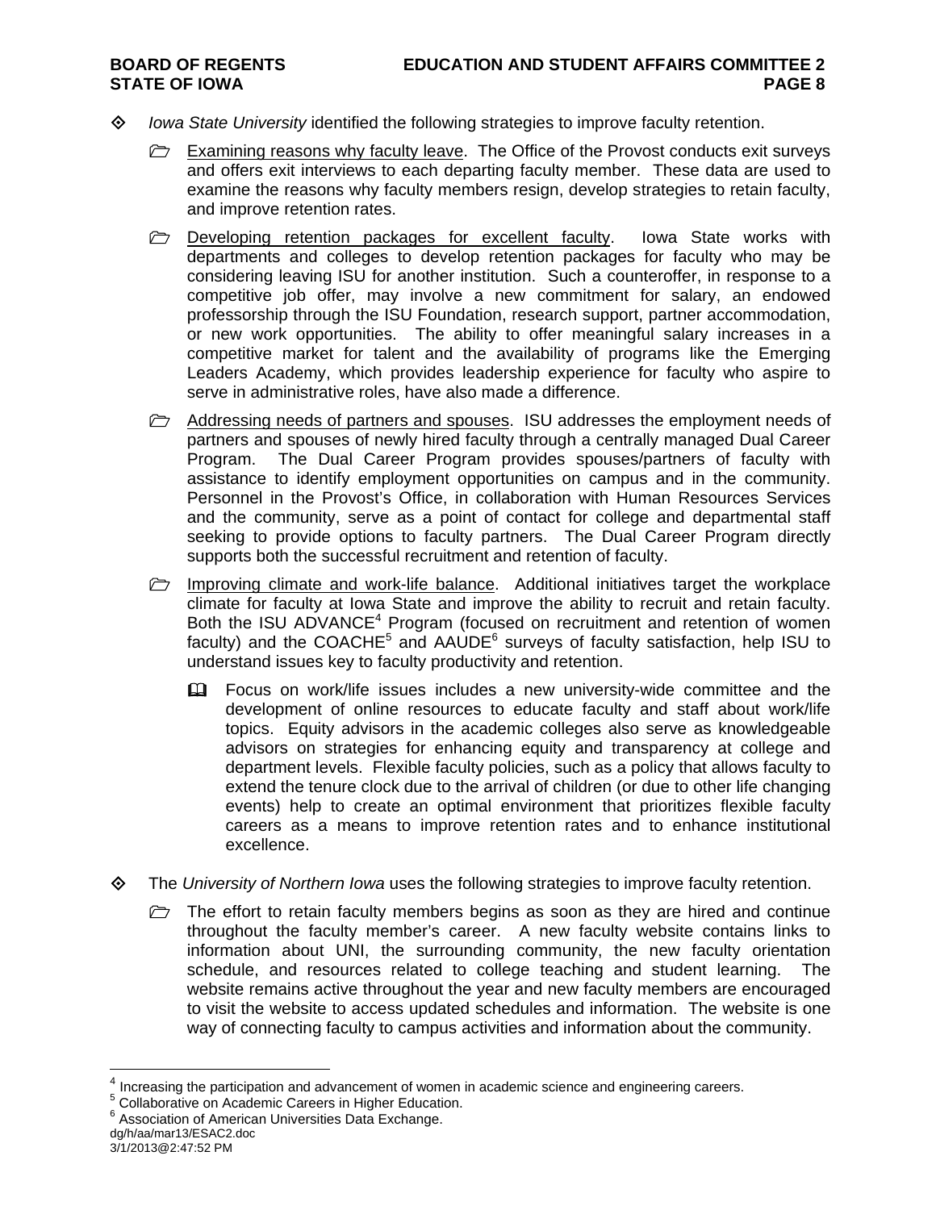- *Iowa State University* identified the following strategies to improve faculty retention.

  - Examining reasons why faculty leave. The Office of the Provost conducts exit surveys and offers exit interviews to each departing faculty member. These data are used to examine the reasons why faculty members resign, develop strategies to retain faculty, and improve retention rates.

  - Developing retention packages for excellent faculty. Iowa State works with departments and colleges to develop retention packages for faculty who may be considering leaving ISU for another institution. Such a counteroffer, in response to a competitive job offer, may involve a new commitment for salary, an endowed professorship through the ISU Foundation, research support, partner accommodation, or new work opportunities. The ability to offer meaningful salary increases in a competitive market for talent and the availability of programs like the Emerging Leaders Academy, which provides leadership experience for faculty who aspire to serve in administrative roles, have also made a difference.

  - Addressing needs of partners and spouses. ISU addresses the employment needs of partners and spouses of newly hired faculty through a centrally managed Dual Career Program. The Dual Career Program provides spouses/partners of faculty with assistance to identify employment opportunities on campus and in the community. Personnel in the Provost's Office, in collaboration with Human Resources Services and the community, serve as a point of contact for college and departmental staff seeking to provide options to faculty partners. The Dual Career Program directly supports both the successful recruitment and retention of faculty.

  - Improving climate and work-life balance. Additional initiatives target the workplace climate for faculty at Iowa State and improve the ability to recruit and retain faculty. Both the ISU ADVANCE[4] Program (focused on recruitment and retention of women faculty) and the COACHE[5] and AAUDE[6] surveys of faculty satisfaction, help ISU to understand issues key to faculty productivity and retention.

    - Focus on work/life issues includes a new university-wide committee and the development of online resources to educate faculty and staff about work/life topics. Equity advisors in the academic colleges also serve as knowledgeable advisors on strategies for enhancing equity and transparency at college and department levels. Flexible faculty policies, such as a policy that allows faculty to extend the tenure clock due to the arrival of children (or due to other life changing events) help to create an optimal environment that prioritizes flexible faculty careers as a means to improve retention rates and to enhance institutional excellence.

- The *University of Northern Iowa* uses the following strategies to improve faculty retention.

  - The effort to retain faculty members begins as soon as they are hired and continue throughout the faculty member's career. A new faculty website contains links to information about UNI, the surrounding community, the new faculty orientation schedule, and resources related to college teaching and student learning. The website remains active throughout the year and new faculty members are encouraged to visit the website to access updated schedules and information. The website is one way of connecting faculty to campus activities and information about the community.

---

[4] Increasing the participation and advancement of women in academic science and engineering careers.

[5] Collaborative on Academic Careers in Higher Education.

[6] Association of American Universities Data Exchange.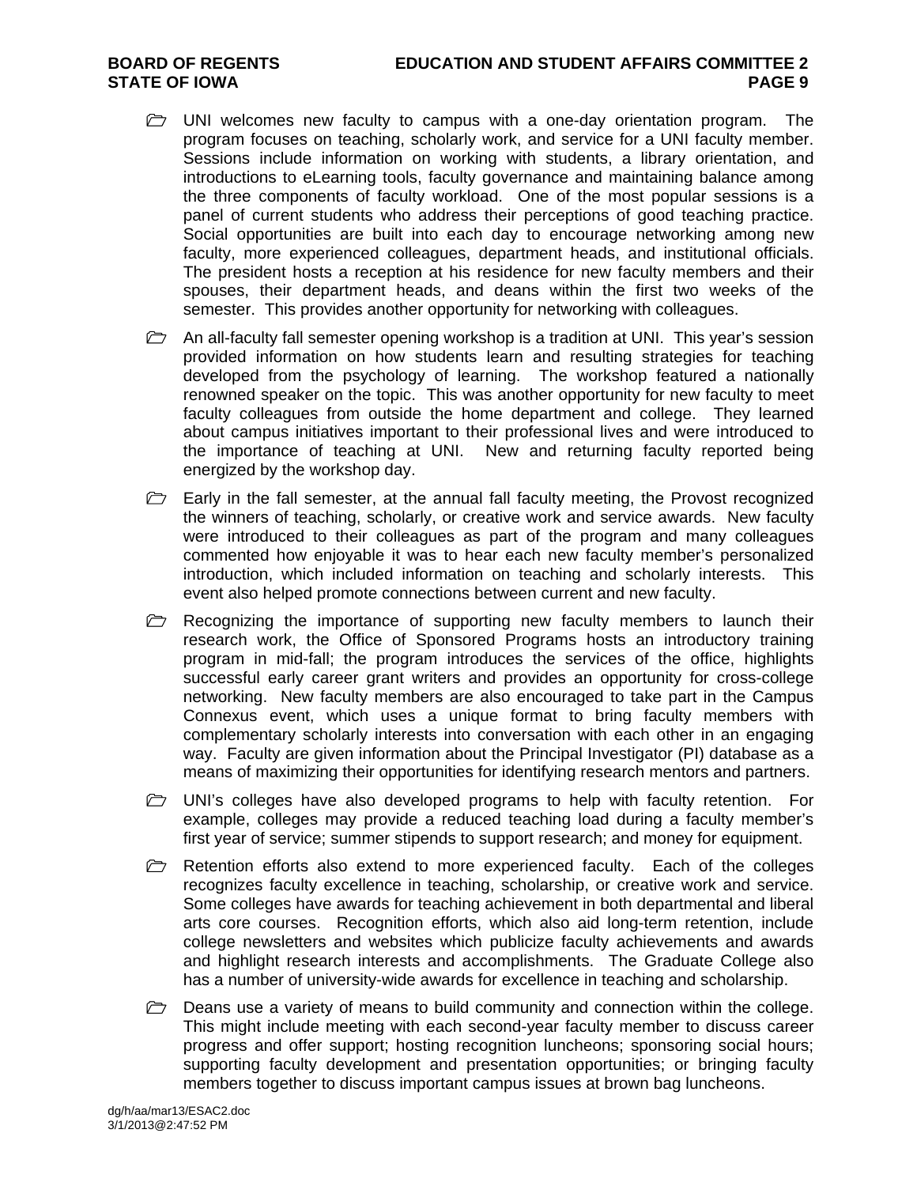- UNI welcomes new faculty to campus with a one-day orientation program. The program focuses on teaching, scholarly work, and service for a UNI faculty member. Sessions include information on working with students, a library orientation, and introductions to eLearning tools, faculty governance and maintaining balance among the three components of faculty workload. One of the most popular sessions is a panel of current students who address their perceptions of good teaching practice. Social opportunities are built into each day to encourage networking among new faculty, more experienced colleagues, department heads, and institutional officials. The president hosts a reception at his residence for new faculty members and their spouses, their department heads, and deans within the first two weeks of the semester. This provides another opportunity for networking with colleagues.

- An all-faculty fall semester opening workshop is a tradition at UNI. This year's session provided information on how students learn and resulting strategies for teaching developed from the psychology of learning. The workshop featured a nationally renowned speaker on the topic. This was another opportunity for new faculty to meet faculty colleagues from outside the home department and college. They learned about campus initiatives important to their professional lives and were introduced to the importance of teaching at UNI. New and returning faculty reported being energized by the workshop day.

- Early in the fall semester, at the annual fall faculty meeting, the Provost recognized the winners of teaching, scholarly, or creative work and service awards. New faculty were introduced to their colleagues as part of the program and many colleagues commented how enjoyable it was to hear each new faculty member's personalized introduction, which included information on teaching and scholarly interests. This event also helped promote connections between current and new faculty.

- Recognizing the importance of supporting new faculty members to launch their research work, the Office of Sponsored Programs hosts an introductory training program in mid-fall; the program introduces the services of the office, highlights successful early career grant writers and provides an opportunity for cross-college networking. New faculty members are also encouraged to take part in the Campus Connexus event, which uses a unique format to bring faculty members with complementary scholarly interests into conversation with each other in an engaging way. Faculty are given information about the Principal Investigator (PI) database as a means of maximizing their opportunities for identifying research mentors and partners.

- UNI's colleges have also developed programs to help with faculty retention. For example, colleges may provide a reduced teaching load during a faculty member's first year of service; summer stipends to support research; and money for equipment.

- Retention efforts also extend to more experienced faculty. Each of the colleges recognizes faculty excellence in teaching, scholarship, or creative work and service. Some colleges have awards for teaching achievement in both departmental and liberal arts core courses. Recognition efforts, which also aid long-term retention, include college newsletters and websites which publicize faculty achievements and awards and highlight research interests and accomplishments. The Graduate College also has a number of university-wide awards for excellence in teaching and scholarship.

- Deans use a variety of means to build community and connection within the college. This might include meeting with each second-year faculty member to discuss career progress and offer support; hosting recognition luncheons; sponsoring social hours; supporting faculty development and presentation opportunities; or bringing faculty members together to discuss important campus issues at brown bag luncheons.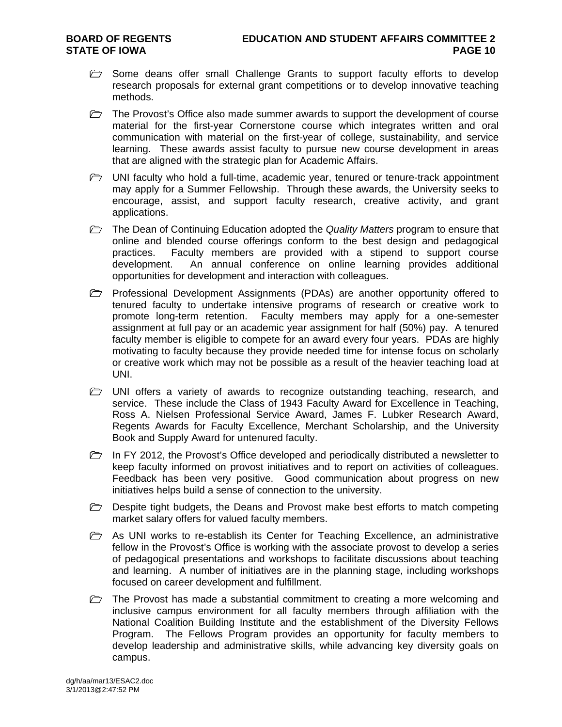- Some deans offer small Challenge Grants to support faculty efforts to develop research proposals for external grant competitions or to develop innovative teaching methods.

- The Provost's Office also made summer awards to support the development of course material for the first-year Cornerstone course which integrates written and oral communication with material on the first-year of college, sustainability, and service learning. These awards assist faculty to pursue new course development in areas that are aligned with the strategic plan for Academic Affairs.

- UNI faculty who hold a full-time, academic year, tenured or tenure-track appointment may apply for a Summer Fellowship. Through these awards, the University seeks to encourage, assist, and support faculty research, creative activity, and grant applications.

- The Dean of Continuing Education adopted the *Quality Matters* program to ensure that online and blended course offerings conform to the best design and pedagogical practices. Faculty members are provided with a stipend to support course development. An annual conference on online learning provides additional opportunities for development and interaction with colleagues.

- Professional Development Assignments (PDAs) are another opportunity offered to tenured faculty to undertake intensive programs of research or creative work to promote long-term retention. Faculty members may apply for a one-semester assignment at full pay or an academic year assignment for half (50%) pay. A tenured faculty member is eligible to compete for an award every four years. PDAs are highly motivating to faculty because they provide needed time for intense focus on scholarly or creative work which may not be possible as a result of the heavier teaching load at UNI.

- UNI offers a variety of awards to recognize outstanding teaching, research, and service. These include the Class of 1943 Faculty Award for Excellence in Teaching, Ross A. Nielsen Professional Service Award, James F. Lubker Research Award, Regents Awards for Faculty Excellence, Merchant Scholarship, and the University Book and Supply Award for untenured faculty.

- In FY 2012, the Provost's Office developed and periodically distributed a newsletter to keep faculty informed on provost initiatives and to report on activities of colleagues. Feedback has been very positive. Good communication about progress on new initiatives helps build a sense of connection to the university.

- Despite tight budgets, the Deans and Provost make best efforts to match competing market salary offers for valued faculty members.

- As UNI works to re-establish its Center for Teaching Excellence, an administrative fellow in the Provost's Office is working with the associate provost to develop a series of pedagogical presentations and workshops to facilitate discussions about teaching and learning. A number of initiatives are in the planning stage, including workshops focused on career development and fulfillment.

- The Provost has made a substantial commitment to creating a more welcoming and inclusive campus environment for all faculty members through affiliation with the National Coalition Building Institute and the establishment of the Diversity Fellows Program. The Fellows Program provides an opportunity for faculty members to develop leadership and administrative skills, while advancing key diversity goals on campus.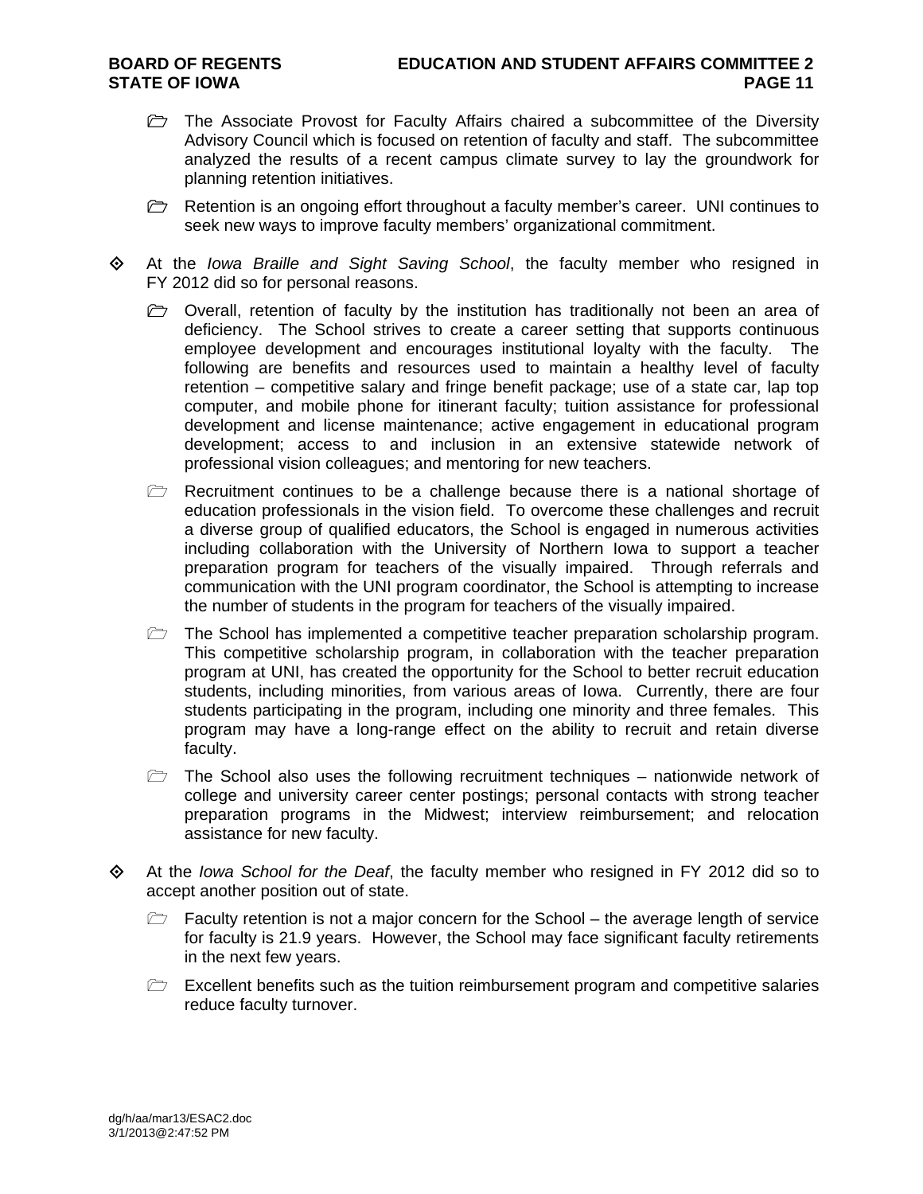- The Associate Provost for Faculty Affairs chaired a subcommittee of the Diversity Advisory Council which is focused on retention of faculty and staff. The subcommittee analyzed the results of a recent campus climate survey to lay the groundwork for planning retention initiatives.
- Retention is an ongoing effort throughout a faculty member's career. UNI continues to seek new ways to improve faculty members' organizational commitment.

- At the *Iowa Braille and Sight Saving School*, the faculty member who resigned in FY 2012 did so for personal reasons.
  - Overall, retention of faculty by the institution has traditionally not been an area of deficiency. The School strives to create a career setting that supports continuous employee development and encourages institutional loyalty with the faculty. The following are benefits and resources used to maintain a healthy level of faculty retention – competitive salary and fringe benefit package; use of a state car, lap top computer, and mobile phone for itinerant faculty; tuition assistance for professional development and license maintenance; active engagement in educational program development; access to and inclusion in an extensive statewide network of professional vision colleagues; and mentoring for new teachers.
  - Recruitment continues to be a challenge because there is a national shortage of education professionals in the vision field. To overcome these challenges and recruit a diverse group of qualified educators, the School is engaged in numerous activities including collaboration with the University of Northern Iowa to support a teacher preparation program for teachers of the visually impaired. Through referrals and communication with the UNI program coordinator, the School is attempting to increase the number of students in the program for teachers of the visually impaired.
  - The School has implemented a competitive teacher preparation scholarship program. This competitive scholarship program, in collaboration with the teacher preparation program at UNI, has created the opportunity for the School to better recruit education students, including minorities, from various areas of Iowa. Currently, there are four students participating in the program, including one minority and three females. This program may have a long-range effect on the ability to recruit and retain diverse faculty.
  - The School also uses the following recruitment techniques – nationwide network of college and university career center postings; personal contacts with strong teacher preparation programs in the Midwest; interview reimbursement; and relocation assistance for new faculty.

- At the *Iowa School for the Deaf*, the faculty member who resigned in FY 2012 did so to accept another position out of state.
  - Faculty retention is not a major concern for the School – the average length of service for faculty is 21.9 years. However, the School may face significant faculty retirements in the next few years.
  - Excellent benefits such as the tuition reimbursement program and competitive salaries reduce faculty turnover.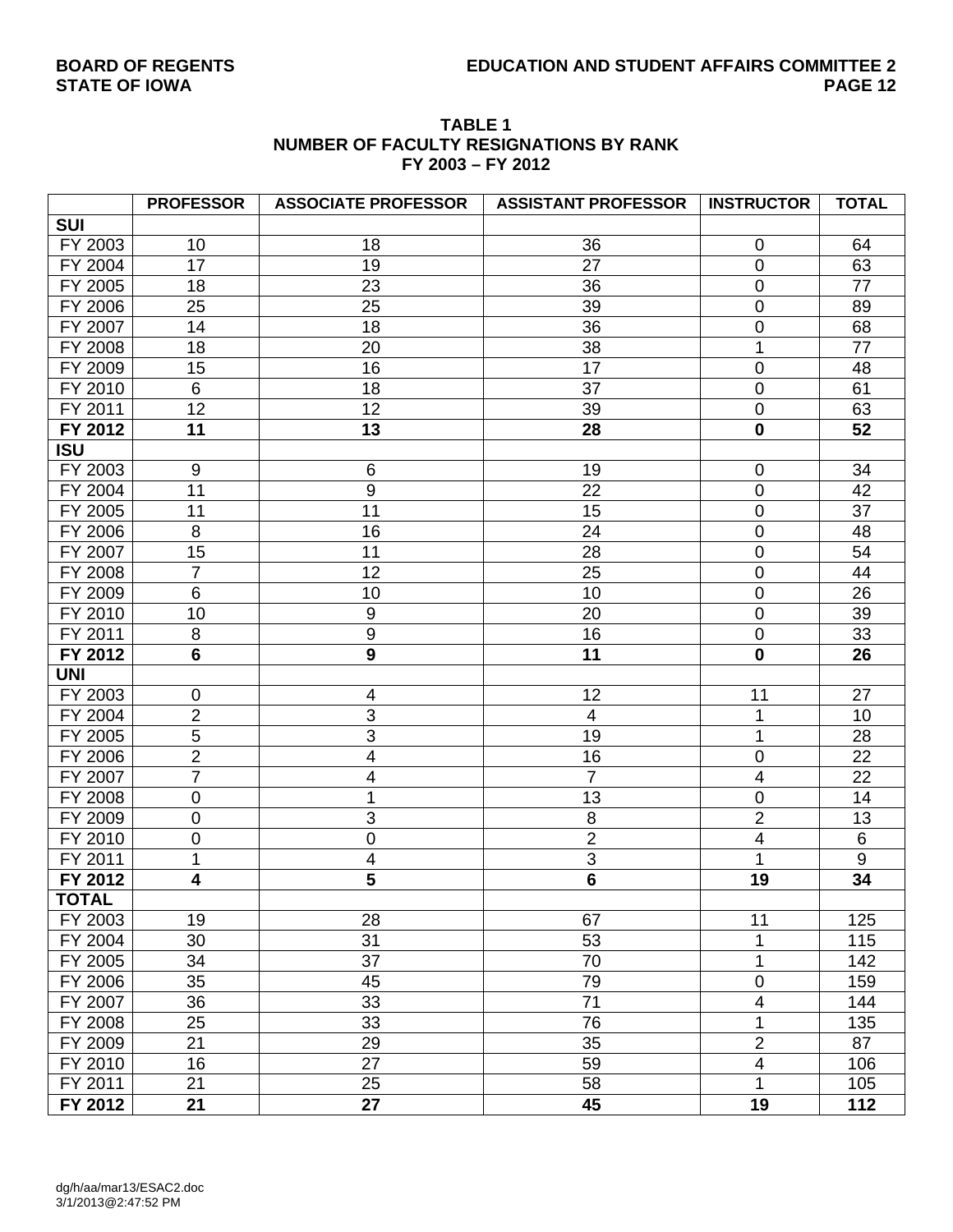**TABLE 1**
**NUMBER OF FACULTY RESIGNATIONS BY RANK**
**FY 2003 – FY 2012**

| | PROFESSOR | ASSOCIATE PROFESSOR | ASSISTANT PROFESSOR | INSTRUCTOR | TOTAL |
|---|---|---|---|---|---|
| **SUI** | | | | | |
| FY 2003 | 10 | 18 | 36 | 0 | 64 |
| FY 2004 | 17 | 19 | 27 | 0 | 63 |
| FY 2005 | 18 | 23 | 36 | 0 | 77 |
| FY 2006 | 25 | 25 | 39 | 0 | 89 |
| FY 2007 | 14 | 18 | 36 | 0 | 68 |
| FY 2008 | 18 | 20 | 38 | 1 | 77 |
| FY 2009 | 15 | 16 | 17 | 0 | 48 |
| FY 2010 | 6 | 18 | 37 | 0 | 61 |
| FY 2011 | 12 | 12 | 39 | 0 | 63 |
| **FY 2012** | **11** | **13** | **28** | **0** | **52** |
| **ISU** | | | | | |
| FY 2003 | 9 | 6 | 19 | 0 | 34 |
| FY 2004 | 11 | 9 | 22 | 0 | 42 |
| FY 2005 | 11 | 11 | 15 | 0 | 37 |
| FY 2006 | 8 | 16 | 24 | 0 | 48 |
| FY 2007 | 15 | 11 | 28 | 0 | 54 |
| FY 2008 | 7 | 12 | 25 | 0 | 44 |
| FY 2009 | 6 | 10 | 10 | 0 | 26 |
| FY 2010 | 10 | 9 | 20 | 0 | 39 |
| FY 2011 | 8 | 9 | 16 | 0 | 33 |
| **FY 2012** | **6** | **9** | **11** | **0** | **26** |
| **UNI** | | | | | |
| FY 2003 | 0 | 4 | 12 | 11 | 27 |
| FY 2004 | 2 | 3 | 4 | 1 | 10 |
| FY 2005 | 5 | 3 | 19 | 1 | 28 |
| FY 2006 | 2 | 4 | 16 | 0 | 22 |
| FY 2007 | 7 | 4 | 7 | 4 | 22 |
| FY 2008 | 0 | 1 | 13 | 0 | 14 |
| FY 2009 | 0 | 3 | 8 | 2 | 13 |
| FY 2010 | 0 | 0 | 2 | 4 | 6 |
| FY 2011 | 1 | 4 | 3 | 1 | 9 |
| **FY 2012** | **4** | **5** | **6** | **19** | **34** |
| **TOTAL** | | | | | |
| FY 2003 | 19 | 28 | 67 | 11 | 125 |
| FY 2004 | 30 | 31 | 53 | 1 | 115 |
| FY 2005 | 34 | 37 | 70 | 1 | 142 |
| FY 2006 | 35 | 45 | 79 | 0 | 159 |
| FY 2007 | 36 | 33 | 71 | 4 | 144 |
| FY 2008 | 25 | 33 | 76 | 1 | 135 |
| FY 2009 | 21 | 29 | 35 | 2 | 87 |
| FY 2010 | 16 | 27 | 59 | 4 | 106 |
| FY 2011 | 21 | 25 | 58 | 1 | 105 |
| **FY 2012** | **21** | **27** | **45** | **19** | **112** |

dg/h/aa/mar13/ESAC2.doc
3/1/2013@2:47:52 PM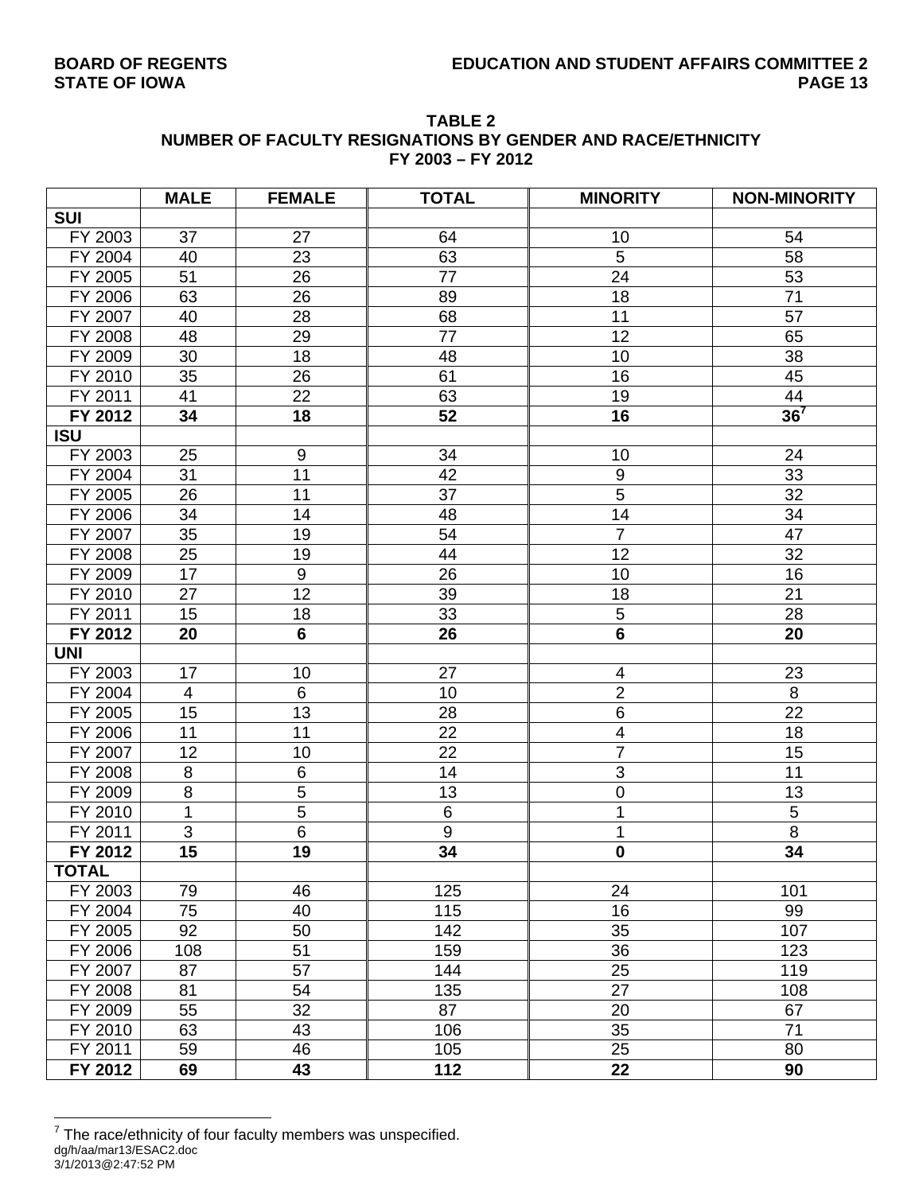**TABLE 2**
**NUMBER OF FACULTY RESIGNATIONS BY GENDER AND RACE/ETHNICITY**
**FY 2003 – FY 2012**

| | MALE | FEMALE | TOTAL | MINORITY | NON-MINORITY |
|---|---|---|---|---|---|
| **SUI** | | | | | |
| FY 2003 | 37 | 27 | 64 | 10 | 54 |
| FY 2004 | 40 | 23 | 63 | 5 | 58 |
| FY 2005 | 51 | 26 | 77 | 24 | 53 |
| FY 2006 | 63 | 26 | 89 | 18 | 71 |
| FY 2007 | 40 | 28 | 68 | 11 | 57 |
| FY 2008 | 48 | 29 | 77 | 12 | 65 |
| FY 2009 | 30 | 18 | 48 | 10 | 38 |
| FY 2010 | 35 | 26 | 61 | 16 | 45 |
| FY 2011 | 41 | 22 | 63 | 19 | 44 |
| **FY 2012** | **34** | **18** | **52** | **16** | **36**[7] |
| **ISU** | | | | | |
| FY 2003 | 25 | 9 | 34 | 10 | 24 |
| FY 2004 | 31 | 11 | 42 | 9 | 33 |
| FY 2005 | 26 | 11 | 37 | 5 | 32 |
| FY 2006 | 34 | 14 | 48 | 14 | 34 |
| FY 2007 | 35 | 19 | 54 | 7 | 47 |
| FY 2008 | 25 | 19 | 44 | 12 | 32 |
| FY 2009 | 17 | 9 | 26 | 10 | 16 |
| FY 2010 | 27 | 12 | 39 | 18 | 21 |
| FY 2011 | 15 | 18 | 33 | 5 | 28 |
| **FY 2012** | **20** | **6** | **26** | **6** | **20** |
| **UNI** | | | | | |
| FY 2003 | 17 | 10 | 27 | 4 | 23 |
| FY 2004 | 4 | 6 | 10 | 2 | 8 |
| FY 2005 | 15 | 13 | 28 | 6 | 22 |
| FY 2006 | 11 | 11 | 22 | 4 | 18 |
| FY 2007 | 12 | 10 | 22 | 7 | 15 |
| FY 2008 | 8 | 6 | 14 | 3 | 11 |
| FY 2009 | 8 | 5 | 13 | 0 | 13 |
| FY 2010 | 1 | 5 | 6 | 1 | 5 |
| FY 2011 | 3 | 6 | 9 | 1 | 8 |
| **FY 2012** | **15** | **19** | **34** | **0** | **34** |
| **TOTAL** | | | | | |
| FY 2003 | 79 | 46 | 125 | 24 | 101 |
| FY 2004 | 75 | 40 | 115 | 16 | 99 |
| FY 2005 | 92 | 50 | 142 | 35 | 107 |
| FY 2006 | 108 | 51 | 159 | 36 | 123 |
| FY 2007 | 87 | 57 | 144 | 25 | 119 |
| FY 2008 | 81 | 54 | 135 | 27 | 108 |
| FY 2009 | 55 | 32 | 87 | 20 | 67 |
| FY 2010 | 63 | 43 | 106 | 35 | 71 |
| FY 2011 | 59 | 46 | 105 | 25 | 80 |
| **FY 2012** | **69** | **43** | **112** | **22** | **90** |

[7] The race/ethnicity of four faculty members was unspecified.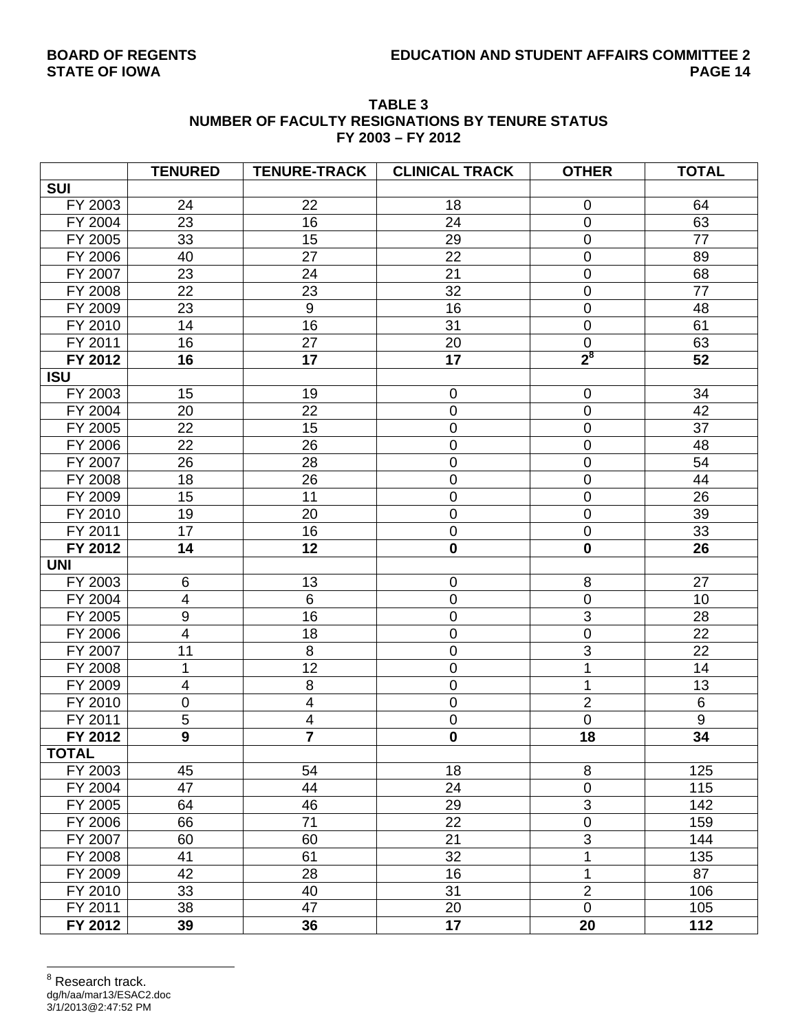**TABLE 3**
**NUMBER OF FACULTY RESIGNATIONS BY TENURE STATUS**
**FY 2003 – FY 2012**

| | TENURED | TENURE-TRACK | CLINICAL TRACK | OTHER | TOTAL |
|---|---|---|---|---|---|
| **SUI** | | | | | |
| FY 2003 | 24 | 22 | 18 | 0 | 64 |
| FY 2004 | 23 | 16 | 24 | 0 | 63 |
| FY 2005 | 33 | 15 | 29 | 0 | 77 |
| FY 2006 | 40 | 27 | 22 | 0 | 89 |
| FY 2007 | 23 | 24 | 21 | 0 | 68 |
| FY 2008 | 22 | 23 | 32 | 0 | 77 |
| FY 2009 | 23 | 9 | 16 | 0 | 48 |
| FY 2010 | 14 | 16 | 31 | 0 | 61 |
| FY 2011 | 16 | 27 | 20 | 0 | 63 |
| **FY 2012** | **16** | **17** | **17** | **2**[8] | **52** |
| **ISU** | | | | | |
| FY 2003 | 15 | 19 | 0 | 0 | 34 |
| FY 2004 | 20 | 22 | 0 | 0 | 42 |
| FY 2005 | 22 | 15 | 0 | 0 | 37 |
| FY 2006 | 22 | 26 | 0 | 0 | 48 |
| FY 2007 | 26 | 28 | 0 | 0 | 54 |
| FY 2008 | 18 | 26 | 0 | 0 | 44 |
| FY 2009 | 15 | 11 | 0 | 0 | 26 |
| FY 2010 | 19 | 20 | 0 | 0 | 39 |
| FY 2011 | 17 | 16 | 0 | 0 | 33 |
| **FY 2012** | **14** | **12** | **0** | **0** | **26** |
| **UNI** | | | | | |
| FY 2003 | 6 | 13 | 0 | 8 | 27 |
| FY 2004 | 4 | 6 | 0 | 0 | 10 |
| FY 2005 | 9 | 16 | 0 | 3 | 28 |
| FY 2006 | 4 | 18 | 0 | 0 | 22 |
| FY 2007 | 11 | 8 | 0 | 3 | 22 |
| FY 2008 | 1 | 12 | 0 | 1 | 14 |
| FY 2009 | 4 | 8 | 0 | 1 | 13 |
| FY 2010 | 0 | 4 | 0 | 2 | 6 |
| FY 2011 | 5 | 4 | 0 | 0 | 9 |
| **FY 2012** | **9** | **7** | **0** | **18** | **34** |
| **TOTAL** | | | | | |
| FY 2003 | 45 | 54 | 18 | 8 | 125 |
| FY 2004 | 47 | 44 | 24 | 0 | 115 |
| FY 2005 | 64 | 46 | 29 | 3 | 142 |
| FY 2006 | 66 | 71 | 22 | 0 | 159 |
| FY 2007 | 60 | 60 | 21 | 3 | 144 |
| FY 2008 | 41 | 61 | 32 | 1 | 135 |
| FY 2009 | 42 | 28 | 16 | 1 | 87 |
| FY 2010 | 33 | 40 | 31 | 2 | 106 |
| FY 2011 | 38 | 47 | 20 | 0 | 105 |
| **FY 2012** | **39** | **36** | **17** | **20** | **112** |

[8] Research track.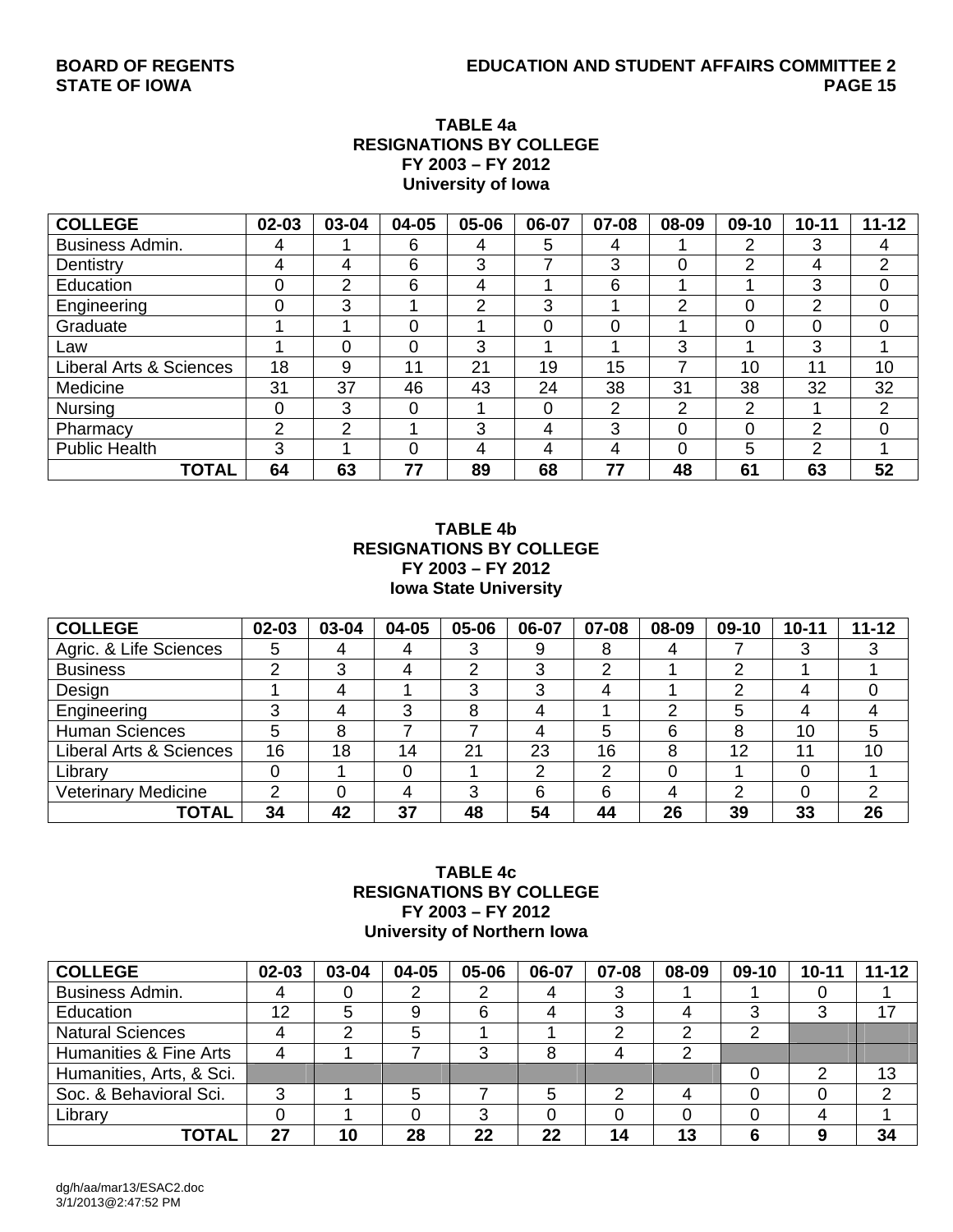**TABLE 4a**
**RESIGNATIONS BY COLLEGE**
**FY 2003 – FY 2012**
**University of Iowa**

| COLLEGE | 02-03 | 03-04 | 04-05 | 05-06 | 06-07 | 07-08 | 08-09 | 09-10 | 10-11 | 11-12 |
|---|---|---|---|---|---|---|---|---|---|---|
| Business Admin. | 4 | 1 | 6 | 4 | 5 | 4 | 1 | 2 | 3 | 4 |
| Dentistry | 4 | 4 | 6 | 3 | 7 | 3 | 0 | 2 | 4 | 2 |
| Education | 0 | 2 | 6 | 4 | 1 | 6 | 1 | 1 | 3 | 0 |
| Engineering | 0 | 3 | 1 | 2 | 3 | 1 | 2 | 0 | 2 | 0 |
| Graduate | 1 | 1 | 0 | 1 | 0 | 0 | 1 | 0 | 0 | 0 |
| Law | 1 | 0 | 0 | 3 | 1 | 1 | 3 | 1 | 3 | 1 |
| Liberal Arts & Sciences | 18 | 9 | 11 | 21 | 19 | 15 | 7 | 10 | 11 | 10 |
| Medicine | 31 | 37 | 46 | 43 | 24 | 38 | 31 | 38 | 32 | 32 |
| Nursing | 0 | 3 | 0 | 1 | 0 | 2 | 2 | 2 | 1 | 2 |
| Pharmacy | 2 | 2 | 1 | 3 | 4 | 3 | 0 | 0 | 2 | 0 |
| Public Health | 3 | 1 | 0 | 4 | 4 | 4 | 0 | 5 | 2 | 1 |
| **TOTAL** | **64** | **63** | **77** | **89** | **68** | **77** | **48** | **61** | **63** | **52** |

**TABLE 4b**
**RESIGNATIONS BY COLLEGE**
**FY 2003 – FY 2012**
**Iowa State University**

| COLLEGE | 02-03 | 03-04 | 04-05 | 05-06 | 06-07 | 07-08 | 08-09 | 09-10 | 10-11 | 11-12 |
|---|---|---|---|---|---|---|---|---|---|---|
| Agric. & Life Sciences | 5 | 4 | 4 | 3 | 9 | 8 | 4 | 7 | 3 | 3 |
| Business | 2 | 3 | 4 | 2 | 3 | 2 | 1 | 2 | 1 | 1 |
| Design | 1 | 4 | 1 | 3 | 3 | 4 | 1 | 2 | 4 | 0 |
| Engineering | 3 | 4 | 3 | 8 | 4 | 1 | 2 | 5 | 4 | 4 |
| Human Sciences | 5 | 8 | 7 | 7 | 4 | 5 | 6 | 8 | 10 | 5 |
| Liberal Arts & Sciences | 16 | 18 | 14 | 21 | 23 | 16 | 8 | 12 | 11 | 10 |
| Library | 0 | 1 | 0 | 1 | 2 | 2 | 0 | 1 | 0 | 1 |
| Veterinary Medicine | 2 | 0 | 4 | 3 | 6 | 6 | 4 | 2 | 0 | 2 |
| **TOTAL** | **34** | **42** | **37** | **48** | **54** | **44** | **26** | **39** | **33** | **26** |

**TABLE 4c**
**RESIGNATIONS BY COLLEGE**
**FY 2003 – FY 2012**
**University of Northern Iowa**

| COLLEGE | 02-03 | 03-04 | 04-05 | 05-06 | 06-07 | 07-08 | 08-09 | 09-10 | 10-11 | 11-12 |
|---|---|---|---|---|---|---|---|---|---|---|
| Business Admin. | 4 | 0 | 2 | 2 | 4 | 3 | 1 | 1 | 0 | 1 |
| Education | 12 | 5 | 9 | 6 | 4 | 3 | 4 | 3 | 3 | 17 |
| Natural Sciences | 4 | 2 | 5 | 1 | 1 | 2 | 2 | 2 | | |
| Humanities & Fine Arts | 4 | 1 | 7 | 3 | 8 | 4 | 2 | | | |
| Humanities, Arts, & Sci. | | | | | | | | 0 | 2 | 13 |
| Soc. & Behavioral Sci. | 3 | 1 | 5 | 7 | 5 | 2 | 4 | 0 | 0 | 2 |
| Library | 0 | 1 | 0 | 3 | 0 | 0 | 0 | 0 | 4 | 1 |
| **TOTAL** | **27** | **10** | **28** | **22** | **22** | **14** | **13** | **6** | **9** | **34** |

dg/h/aa/mar13/ESAC2.doc
3/1/2013@2:47:52 PM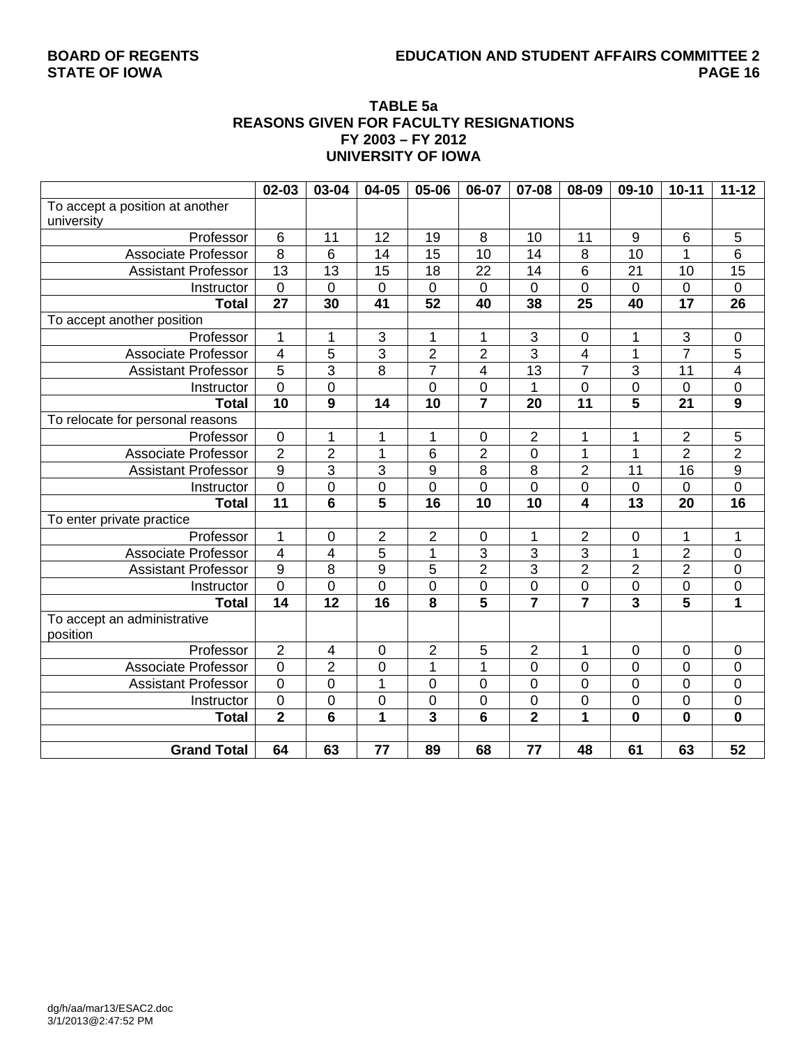### TABLE 5a
### REASONS GIVEN FOR FACULTY RESIGNATIONS
### FY 2003 – FY 2012
### UNIVERSITY OF IOWA

| | 02-03 | 03-04 | 04-05 | 05-06 | 06-07 | 07-08 | 08-09 | 09-10 | 10-11 | 11-12 |
|---|---|---|---|---|---|---|---|---|---|---|
| To accept a position at another university | | | | | | | | | | |
| Professor | 6 | 11 | 12 | 19 | 8 | 10 | 11 | 9 | 6 | 5 |
| Associate Professor | 8 | 6 | 14 | 15 | 10 | 14 | 8 | 10 | 1 | 6 |
| Assistant Professor | 13 | 13 | 15 | 18 | 22 | 14 | 6 | 21 | 10 | 15 |
| Instructor | 0 | 0 | 0 | 0 | 0 | 0 | 0 | 0 | 0 | 0 |
| **Total** | **27** | **30** | **41** | **52** | **40** | **38** | **25** | **40** | **17** | **26** |
| To accept another position | | | | | | | | | | |
| Professor | 1 | 1 | 3 | 1 | 1 | 3 | 0 | 1 | 3 | 0 |
| Associate Professor | 4 | 5 | 3 | 2 | 2 | 3 | 4 | 1 | 7 | 5 |
| Assistant Professor | 5 | 3 | 8 | 7 | 4 | 13 | 7 | 3 | 11 | 4 |
| Instructor | 0 | 0 | | 0 | 0 | 1 | 0 | 0 | 0 | 0 |
| **Total** | **10** | **9** | **14** | **10** | **7** | **20** | **11** | **5** | **21** | **9** |
| To relocate for personal reasons | | | | | | | | | | |
| Professor | 0 | 1 | 1 | 1 | 0 | 2 | 1 | 1 | 2 | 5 |
| Associate Professor | 2 | 2 | 1 | 6 | 2 | 0 | 1 | 1 | 2 | 2 |
| Assistant Professor | 9 | 3 | 3 | 9 | 8 | 8 | 2 | 11 | 16 | 9 |
| Instructor | 0 | 0 | 0 | 0 | 0 | 0 | 0 | 0 | 0 | 0 |
| **Total** | **11** | **6** | **5** | **16** | **10** | **10** | **4** | **13** | **20** | **16** |
| To enter private practice | | | | | | | | | | |
| Professor | 1 | 0 | 2 | 2 | 0 | 1 | 2 | 0 | 1 | 1 |
| Associate Professor | 4 | 4 | 5 | 1 | 3 | 3 | 3 | 1 | 2 | 0 |
| Assistant Professor | 9 | 8 | 9 | 5 | 2 | 3 | 2 | 2 | 2 | 0 |
| Instructor | 0 | 0 | 0 | 0 | 0 | 0 | 0 | 0 | 0 | 0 |
| **Total** | **14** | **12** | **16** | **8** | **5** | **7** | **7** | **3** | **5** | **1** |
| To accept an administrative position | | | | | | | | | | |
| Professor | 2 | 4 | 0 | 2 | 5 | 2 | 1 | 0 | 0 | 0 |
| Associate Professor | 0 | 2 | 0 | 1 | 1 | 0 | 0 | 0 | 0 | 0 |
| Assistant Professor | 0 | 0 | 1 | 0 | 0 | 0 | 0 | 0 | 0 | 0 |
| Instructor | 0 | 0 | 0 | 0 | 0 | 0 | 0 | 0 | 0 | 0 |
| **Total** | **2** | **6** | **1** | **3** | **6** | **2** | **1** | **0** | **0** | **0** |
| | | | | | | | | | | |
| **Grand Total** | **64** | **63** | **77** | **89** | **68** | **77** | **48** | **61** | **63** | **52** |

dg/h/aa/mar13/ESAC2.doc
3/1/2013@2:47:52 PM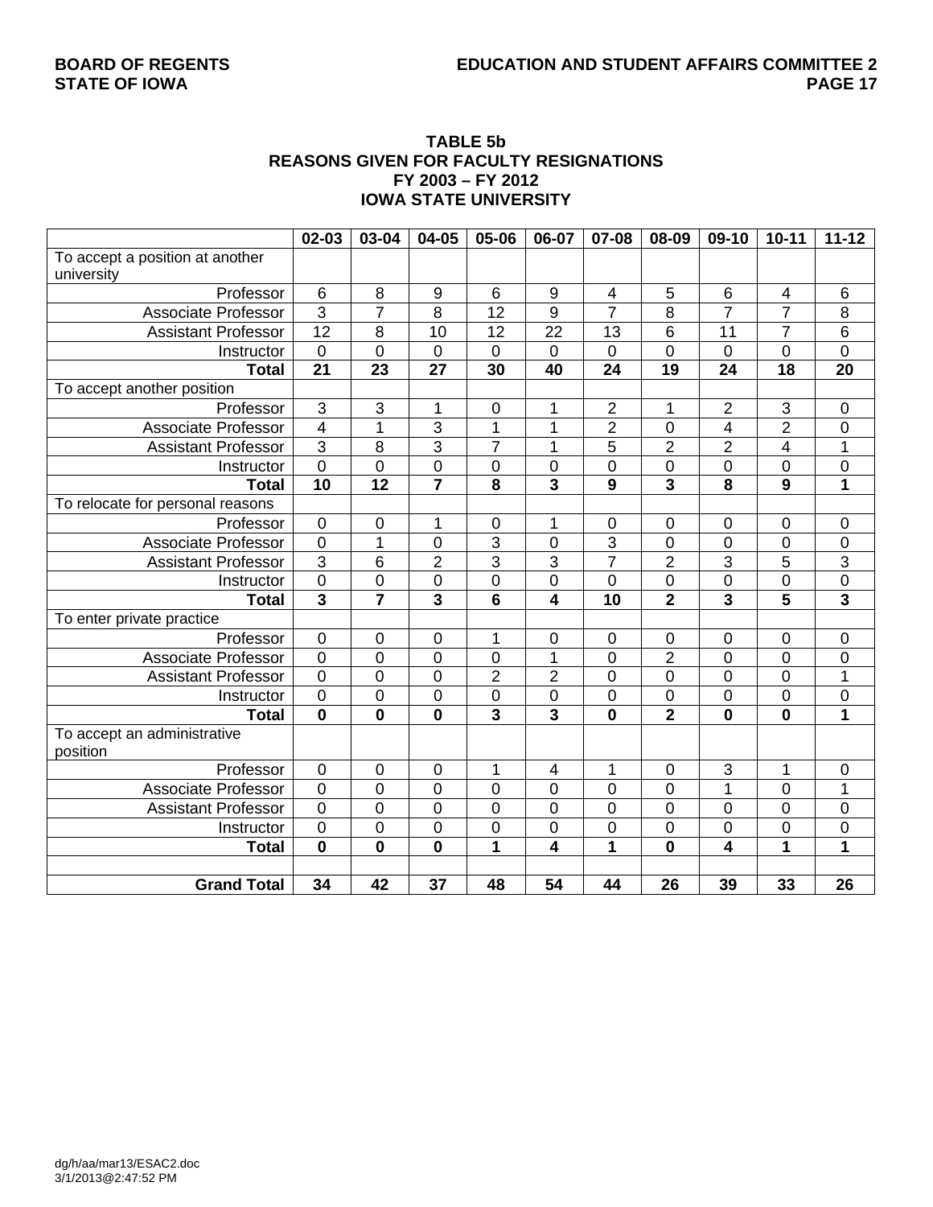**TABLE 5b**
**REASONS GIVEN FOR FACULTY RESIGNATIONS**
**FY 2003 – FY 2012**
**IOWA STATE UNIVERSITY**

| | 02-03 | 03-04 | 04-05 | 05-06 | 06-07 | 07-08 | 08-09 | 09-10 | 10-11 | 11-12 |
|---|---|---|---|---|---|---|---|---|---|---|
| To accept a position at another university | | | | | | | | | | |
| Professor | 6 | 8 | 9 | 6 | 9 | 4 | 5 | 6 | 4 | 6 |
| Associate Professor | 3 | 7 | 8 | 12 | 9 | 7 | 8 | 7 | 7 | 8 |
| Assistant Professor | 12 | 8 | 10 | 12 | 22 | 13 | 6 | 11 | 7 | 6 |
| Instructor | 0 | 0 | 0 | 0 | 0 | 0 | 0 | 0 | 0 | 0 |
| **Total** | **21** | **23** | **27** | **30** | **40** | **24** | **19** | **24** | **18** | **20** |
| To accept another position | | | | | | | | | | |
| Professor | 3 | 3 | 1 | 0 | 1 | 2 | 1 | 2 | 3 | 0 |
| Associate Professor | 4 | 1 | 3 | 1 | 1 | 2 | 0 | 4 | 2 | 0 |
| Assistant Professor | 3 | 8 | 3 | 7 | 1 | 5 | 2 | 2 | 4 | 1 |
| Instructor | 0 | 0 | 0 | 0 | 0 | 0 | 0 | 0 | 0 | 0 |
| **Total** | **10** | **12** | **7** | **8** | **3** | **9** | **3** | **8** | **9** | **1** |
| To relocate for personal reasons | | | | | | | | | | |
| Professor | 0 | 0 | 1 | 0 | 1 | 0 | 0 | 0 | 0 | 0 |
| Associate Professor | 0 | 1 | 0 | 3 | 0 | 3 | 0 | 0 | 0 | 0 |
| Assistant Professor | 3 | 6 | 2 | 3 | 3 | 7 | 2 | 3 | 5 | 3 |
| Instructor | 0 | 0 | 0 | 0 | 0 | 0 | 0 | 0 | 0 | 0 |
| **Total** | **3** | **7** | **3** | **6** | **4** | **10** | **2** | **3** | **5** | **3** |
| To enter private practice | | | | | | | | | | |
| Professor | 0 | 0 | 0 | 1 | 0 | 0 | 0 | 0 | 0 | 0 |
| Associate Professor | 0 | 0 | 0 | 0 | 1 | 0 | 2 | 0 | 0 | 0 |
| Assistant Professor | 0 | 0 | 0 | 2 | 2 | 0 | 0 | 0 | 0 | 1 |
| Instructor | 0 | 0 | 0 | 0 | 0 | 0 | 0 | 0 | 0 | 0 |
| **Total** | **0** | **0** | **0** | **3** | **3** | **0** | **2** | **0** | **0** | **1** |
| To accept an administrative position | | | | | | | | | | |
| Professor | 0 | 0 | 0 | 1 | 4 | 1 | 0 | 3 | 1 | 0 |
| Associate Professor | 0 | 0 | 0 | 0 | 0 | 0 | 0 | 1 | 0 | 1 |
| Assistant Professor | 0 | 0 | 0 | 0 | 0 | 0 | 0 | 0 | 0 | 0 |
| Instructor | 0 | 0 | 0 | 0 | 0 | 0 | 0 | 0 | 0 | 0 |
| **Total** | **0** | **0** | **0** | **1** | **4** | **1** | **0** | **4** | **1** | **1** |
| | | | | | | | | | | |
| **Grand Total** | **34** | **42** | **37** | **48** | **54** | **44** | **26** | **39** | **33** | **26** |

dg/h/aa/mar13/ESAC2.doc
3/1/2013@2:47:52 PM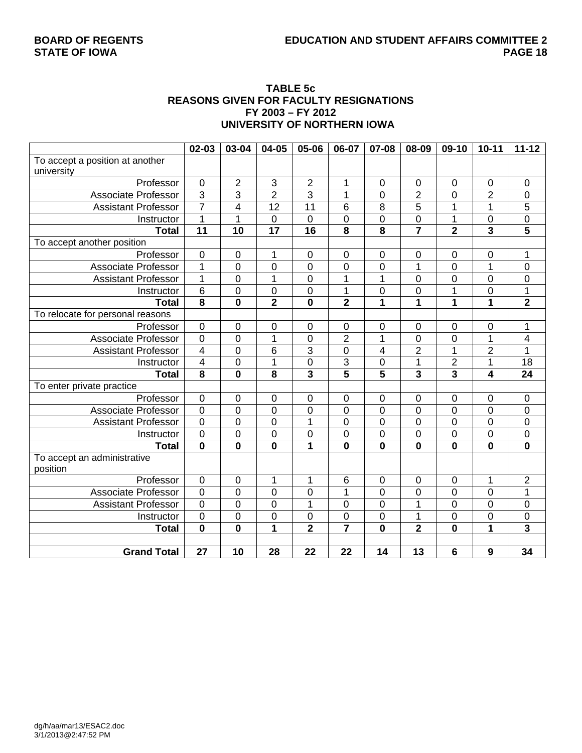## TABLE 5c
## REASONS GIVEN FOR FACULTY RESIGNATIONS
## FY 2003 – FY 2012
## UNIVERSITY OF NORTHERN IOWA

| | 02-03 | 03-04 | 04-05 | 05-06 | 06-07 | 07-08 | 08-09 | 09-10 | 10-11 | 11-12 |
|---|---|---|---|---|---|---|---|---|---|---|
| To accept a position at another university | | | | | | | | | | |
| Professor | 0 | 2 | 3 | 2 | 1 | 0 | 0 | 0 | 0 | 0 |
| Associate Professor | 3 | 3 | 2 | 3 | 1 | 0 | 2 | 0 | 2 | 0 |
| Assistant Professor | 7 | 4 | 12 | 11 | 6 | 8 | 5 | 1 | 1 | 5 |
| Instructor | 1 | 1 | 0 | 0 | 0 | 0 | 0 | 1 | 0 | 0 |
| **Total** | **11** | **10** | **17** | **16** | **8** | **8** | **7** | **2** | **3** | **5** |
| To accept another position | | | | | | | | | | |
| Professor | 0 | 0 | 1 | 0 | 0 | 0 | 0 | 0 | 0 | 1 |
| Associate Professor | 1 | 0 | 0 | 0 | 0 | 0 | 1 | 0 | 1 | 0 |
| Assistant Professor | 1 | 0 | 1 | 0 | 1 | 1 | 0 | 0 | 0 | 0 |
| Instructor | 6 | 0 | 0 | 0 | 1 | 0 | 0 | 1 | 0 | 1 |
| **Total** | **8** | **0** | **2** | **0** | **2** | **1** | **1** | **1** | **1** | **2** |
| To relocate for personal reasons | | | | | | | | | | |
| Professor | 0 | 0 | 0 | 0 | 0 | 0 | 0 | 0 | 0 | 1 |
| Associate Professor | 0 | 0 | 1 | 0 | 2 | 1 | 0 | 0 | 1 | 4 |
| Assistant Professor | 4 | 0 | 6 | 3 | 0 | 4 | 2 | 1 | 2 | 1 |
| Instructor | 4 | 0 | 1 | 0 | 3 | 0 | 1 | 2 | 1 | 18 |
| **Total** | **8** | **0** | **8** | **3** | **5** | **5** | **3** | **3** | **4** | **24** |
| To enter private practice | | | | | | | | | | |
| Professor | 0 | 0 | 0 | 0 | 0 | 0 | 0 | 0 | 0 | 0 |
| Associate Professor | 0 | 0 | 0 | 0 | 0 | 0 | 0 | 0 | 0 | 0 |
| Assistant Professor | 0 | 0 | 0 | 1 | 0 | 0 | 0 | 0 | 0 | 0 |
| Instructor | 0 | 0 | 0 | 0 | 0 | 0 | 0 | 0 | 0 | 0 |
| **Total** | **0** | **0** | **0** | **1** | **0** | **0** | **0** | **0** | **0** | **0** |
| To accept an administrative position | | | | | | | | | | |
| Professor | 0 | 0 | 1 | 1 | 6 | 0 | 0 | 0 | 1 | 2 |
| Associate Professor | 0 | 0 | 0 | 0 | 1 | 0 | 0 | 0 | 0 | 1 |
| Assistant Professor | 0 | 0 | 0 | 1 | 0 | 0 | 1 | 0 | 0 | 0 |
| Instructor | 0 | 0 | 0 | 0 | 0 | 0 | 1 | 0 | 0 | 0 |
| **Total** | **0** | **0** | **1** | **2** | **7** | **0** | **2** | **0** | **1** | **3** |
| | | | | | | | | | | |
| **Grand Total** | **27** | **10** | **28** | **22** | **22** | **14** | **13** | **6** | **9** | **34** |

dg/h/aa/mar13/ESAC2.doc
3/1/2013@2:47:52 PM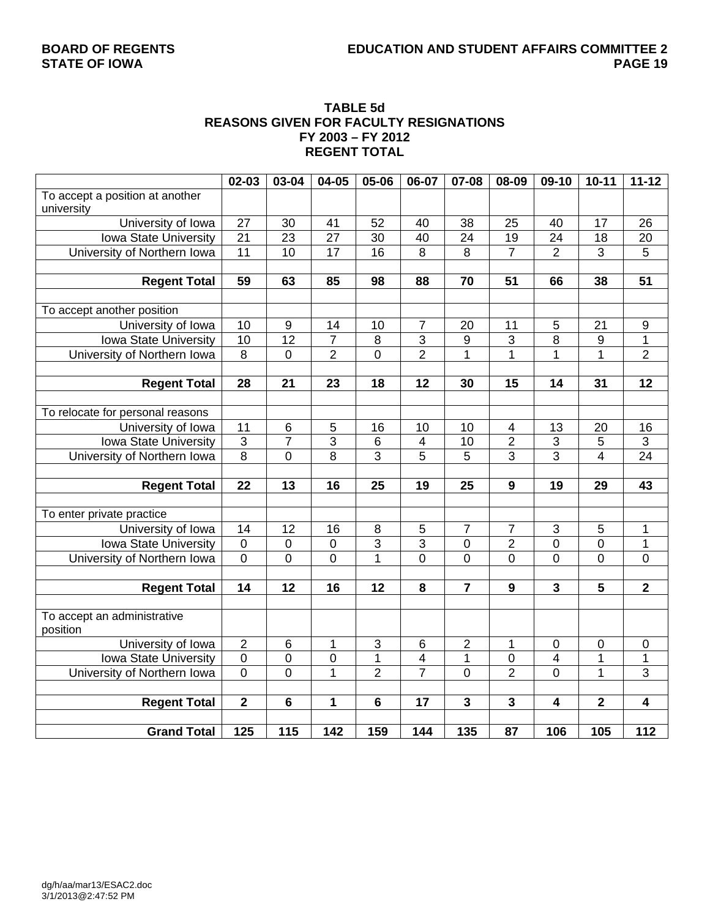### TABLE 5d
### REASONS GIVEN FOR FACULTY RESIGNATIONS
### FY 2003 – FY 2012
### REGENT TOTAL

| | 02-03 | 03-04 | 04-05 | 05-06 | 06-07 | 07-08 | 08-09 | 09-10 | 10-11 | 11-12 |
|---|---|---|---|---|---|---|---|---|---|---|
| To accept a position at another university | | | | | | | | | | |
| University of Iowa | 27 | 30 | 41 | 52 | 40 | 38 | 25 | 40 | 17 | 26 |
| Iowa State University | 21 | 23 | 27 | 30 | 40 | 24 | 19 | 24 | 18 | 20 |
| University of Northern Iowa | 11 | 10 | 17 | 16 | 8 | 8 | 7 | 2 | 3 | 5 |
| | | | | | | | | | | |
| **Regent Total** | **59** | **63** | **85** | **98** | **88** | **70** | **51** | **66** | **38** | **51** |
| | | | | | | | | | | |
| To accept another position | | | | | | | | | | |
| University of Iowa | 10 | 9 | 14 | 10 | 7 | 20 | 11 | 5 | 21 | 9 |
| Iowa State University | 10 | 12 | 7 | 8 | 3 | 9 | 3 | 8 | 9 | 1 |
| University of Northern Iowa | 8 | 0 | 2 | 0 | 2 | 1 | 1 | 1 | 1 | 2 |
| | | | | | | | | | | |
| **Regent Total** | **28** | **21** | **23** | **18** | **12** | **30** | **15** | **14** | **31** | **12** |
| | | | | | | | | | | |
| To relocate for personal reasons | | | | | | | | | | |
| University of Iowa | 11 | 6 | 5 | 16 | 10 | 10 | 4 | 13 | 20 | 16 |
| Iowa State University | 3 | 7 | 3 | 6 | 4 | 10 | 2 | 3 | 5 | 3 |
| University of Northern Iowa | 8 | 0 | 8 | 3 | 5 | 5 | 3 | 3 | 4 | 24 |
| | | | | | | | | | | |
| **Regent Total** | **22** | **13** | **16** | **25** | **19** | **25** | **9** | **19** | **29** | **43** |
| | | | | | | | | | | |
| To enter private practice | | | | | | | | | | |
| University of Iowa | 14 | 12 | 16 | 8 | 5 | 7 | 7 | 3 | 5 | 1 |
| Iowa State University | 0 | 0 | 0 | 3 | 3 | 0 | 2 | 0 | 0 | 1 |
| University of Northern Iowa | 0 | 0 | 0 | 1 | 0 | 0 | 0 | 0 | 0 | 0 |
| | | | | | | | | | | |
| **Regent Total** | **14** | **12** | **16** | **12** | **8** | **7** | **9** | **3** | **5** | **2** |
| | | | | | | | | | | |
| To accept an administrative position | | | | | | | | | | |
| University of Iowa | 2 | 6 | 1 | 3 | 6 | 2 | 1 | 0 | 0 | 0 |
| Iowa State University | 0 | 0 | 0 | 1 | 4 | 1 | 0 | 4 | 1 | 1 |
| University of Northern Iowa | 0 | 0 | 1 | 2 | 7 | 0 | 2 | 0 | 1 | 3 |
| | | | | | | | | | | |
| **Regent Total** | **2** | **6** | **1** | **6** | **17** | **3** | **3** | **4** | **2** | **4** |
| | | | | | | | | | | |
| **Grand Total** | **125** | **115** | **142** | **159** | **144** | **135** | **87** | **106** | **105** | **112** |

dg/h/aa/mar13/ESAC2.doc
3/1/2013@2:47:52 PM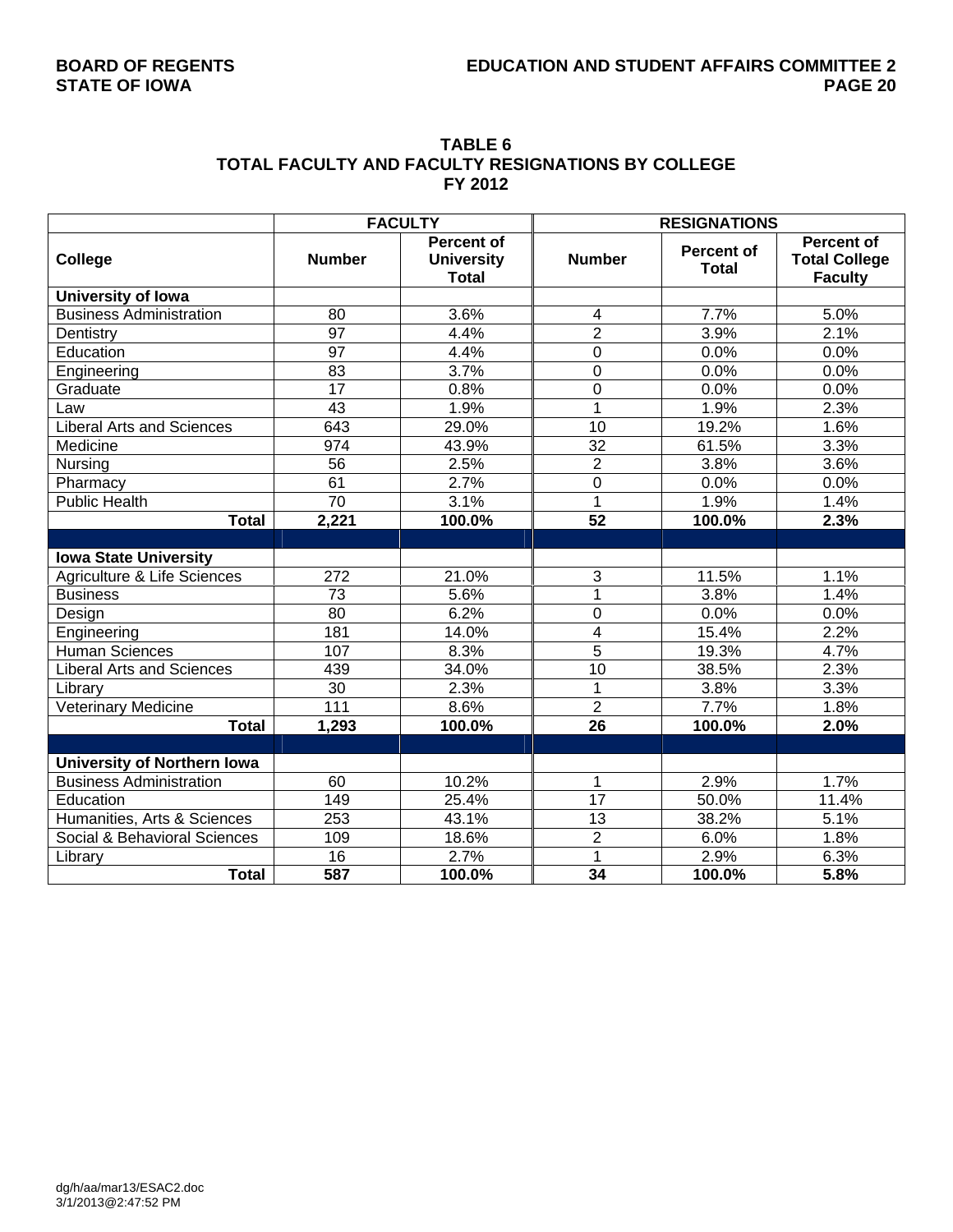## TABLE 6
## TOTAL FACULTY AND FACULTY RESIGNATIONS BY COLLEGE
## FY 2012

| | FACULTY | | RESIGNATIONS | | |
|---|---|---|---|---|---|
| **College** | **Number** | **Percent of University Total** | **Number** | **Percent of Total** | **Percent of Total College Faculty** |
| **University of Iowa** | | | | | |
| Business Administration | 80 | 3.6% | 4 | 7.7% | 5.0% |
| Dentistry | 97 | 4.4% | 2 | 3.9% | 2.1% |
| Education | 97 | 4.4% | 0 | 0.0% | 0.0% |
| Engineering | 83 | 3.7% | 0 | 0.0% | 0.0% |
| Graduate | 17 | 0.8% | 0 | 0.0% | 0.0% |
| Law | 43 | 1.9% | 1 | 1.9% | 2.3% |
| Liberal Arts and Sciences | 643 | 29.0% | 10 | 19.2% | 1.6% |
| Medicine | 974 | 43.9% | 32 | 61.5% | 3.3% |
| Nursing | 56 | 2.5% | 2 | 3.8% | 3.6% |
| Pharmacy | 61 | 2.7% | 0 | 0.0% | 0.0% |
| Public Health | 70 | 3.1% | 1 | 1.9% | 1.4% |
| **Total** | **2,221** | **100.0%** | **52** | **100.0%** | **2.3%** |
| | | | | | |
| **Iowa State University** | | | | | |
| Agriculture & Life Sciences | 272 | 21.0% | 3 | 11.5% | 1.1% |
| Business | 73 | 5.6% | 1 | 3.8% | 1.4% |
| Design | 80 | 6.2% | 0 | 0.0% | 0.0% |
| Engineering | 181 | 14.0% | 4 | 15.4% | 2.2% |
| Human Sciences | 107 | 8.3% | 5 | 19.3% | 4.7% |
| Liberal Arts and Sciences | 439 | 34.0% | 10 | 38.5% | 2.3% |
| Library | 30 | 2.3% | 1 | 3.8% | 3.3% |
| Veterinary Medicine | 111 | 8.6% | 2 | 7.7% | 1.8% |
| **Total** | **1,293** | **100.0%** | **26** | **100.0%** | **2.0%** |
| | | | | | |
| **University of Northern Iowa** | | | | | |
| Business Administration | 60 | 10.2% | 1 | 2.9% | 1.7% |
| Education | 149 | 25.4% | 17 | 50.0% | 11.4% |
| Humanities, Arts & Sciences | 253 | 43.1% | 13 | 38.2% | 5.1% |
| Social & Behavioral Sciences | 109 | 18.6% | 2 | 6.0% | 1.8% |
| Library | 16 | 2.7% | 1 | 2.9% | 6.3% |
| **Total** | **587** | **100.0%** | **34** | **100.0%** | **5.8%** |

dg/h/aa/mar13/ESAC2.doc
3/1/2013@2:47:52 PM